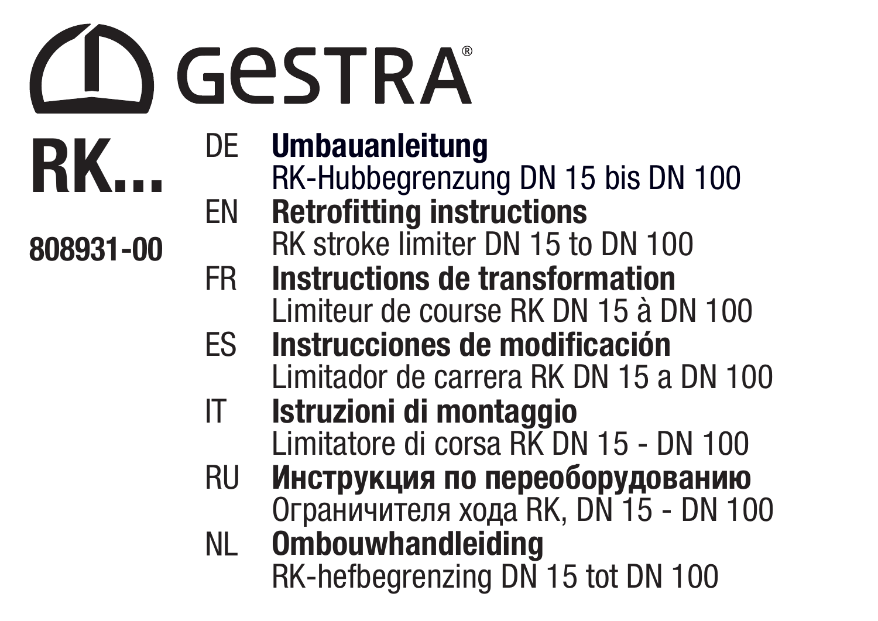GESTRA®

# RK...

**808931-00**

DE **Umbauanleitung**
RK-Hubbegrenzung DN 15 bis DN 100

EN **Retrofitting instructions**
RK stroke limiter DN 15 to DN 100

FR **Instructions de transformation**
Limiteur de course RK DN 15 à DN 100

ES **Instrucciones de modificación**
Limitador de carrera RK DN 15 a DN 100

IT **Istruzioni di montaggio**
Limitatore di corsa RK DN 15 - DN 100

RU **Инструкция по переоборудованию**
Ограничителя хода RK, DN 15 - DN 100

NL **Ombouwhandleiding**
RK-hefbegrenzing DN 15 tot DN 100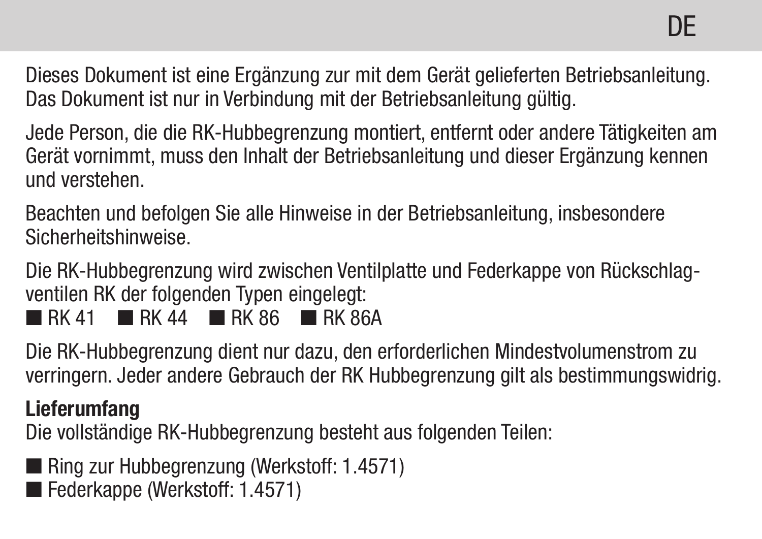Dieses Dokument ist eine Ergänzung zur mit dem Gerät gelieferten Betriebsanleitung. Das Dokument ist nur in Verbindung mit der Betriebsanleitung gültig.

Jede Person, die die RK-Hubbegrenzung montiert, entfernt oder andere Tätigkeiten am Gerät vornimmt, muss den Inhalt der Betriebsanleitung und dieser Ergänzung kennen und verstehen.

Beachten und befolgen Sie alle Hinweise in der Betriebsanleitung, insbesondere Sicherheitshinweise.

Die RK-Hubbegrenzung wird zwischen Ventilplatte und Federkappe von Rückschlagventilen RK der folgenden Typen eingelegt:

- RK 41
- RK 44
- RK 86
- RK 86A

Die RK-Hubbegrenzung dient nur dazu, den erforderlichen Mindestvolumenstrom zu verringern. Jeder andere Gebrauch der RK Hubbegrenzung gilt als bestimmungswidrig.

**Lieferumfang**

Die vollständige RK-Hubbegrenzung besteht aus folgenden Teilen:

- Ring zur Hubbegrenzung (Werkstoff: 1.4571)
- Federkappe (Werkstoff: 1.4571)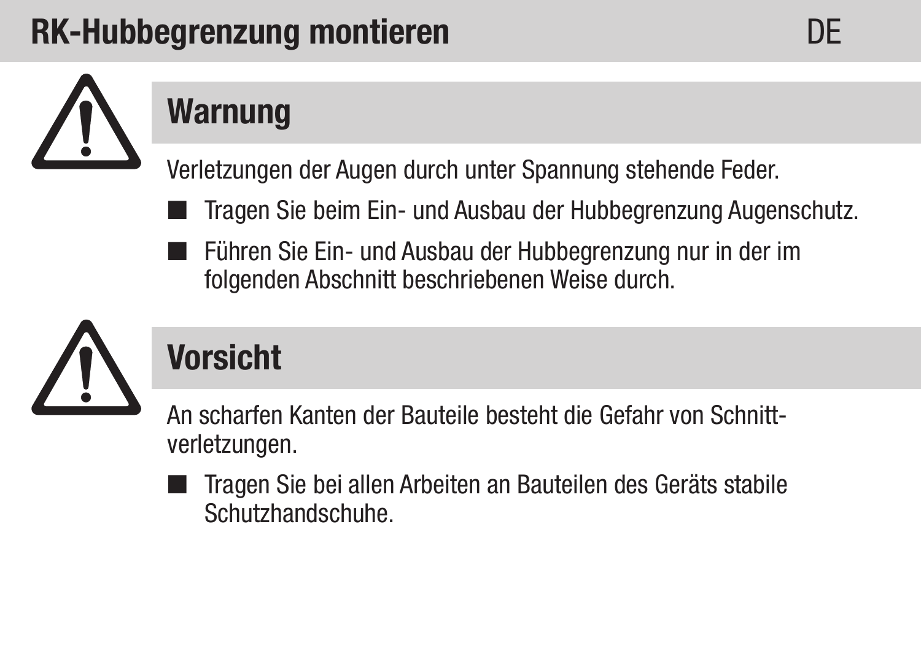# RK-Hubbegrenzung montieren

## Warnung

Verletzungen der Augen durch unter Spannung stehende Feder.

- Tragen Sie beim Ein- und Ausbau der Hubbegrenzung Augenschutz.
- Führen Sie Ein- und Ausbau der Hubbegrenzung nur in der im folgenden Abschnitt beschriebenen Weise durch.

## Vorsicht

An scharfen Kanten der Bauteile besteht die Gefahr von Schnittverletzungen.

- Tragen Sie bei allen Arbeiten an Bauteilen des Geräts stabile Schutzhandschuhe.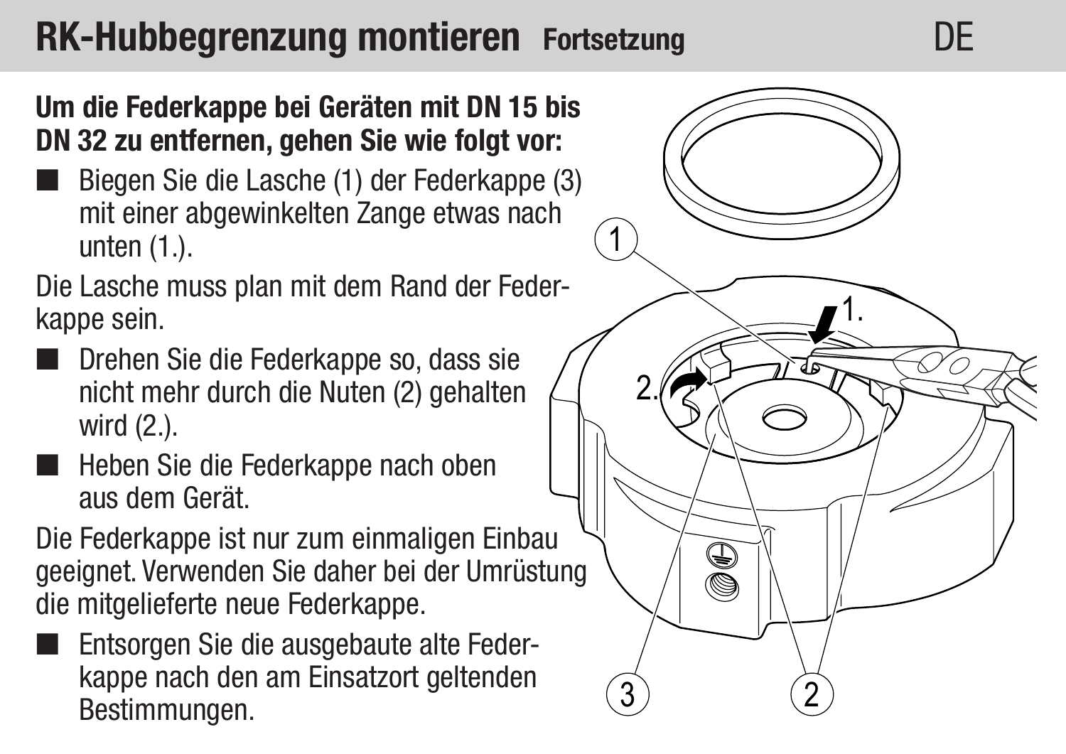# RK-Hubbegrenzung montieren Fortsetzung

**Um die Federkappe bei Geräten mit DN 15 bis DN 32 zu entfernen, gehen Sie wie folgt vor:**

- Biegen Sie die Lasche (1) der Federkappe (3) mit einer abgewinkelten Zange etwas nach unten (1.).

Die Lasche muss plan mit dem Rand der Federkappe sein.

- Drehen Sie die Federkappe so, dass sie nicht mehr durch die Nuten (2) gehalten wird (2.).
- Heben Sie die Federkappe nach oben aus dem Gerät.

Die Federkappe ist nur zum einmaligen Einbau geeignet. Verwenden Sie daher bei der Umrüstung die mitgelieferte neue Federkappe.

- Entsorgen Sie die ausgebaute alte Federkappe nach den am Einsatzort geltenden Bestimmungen.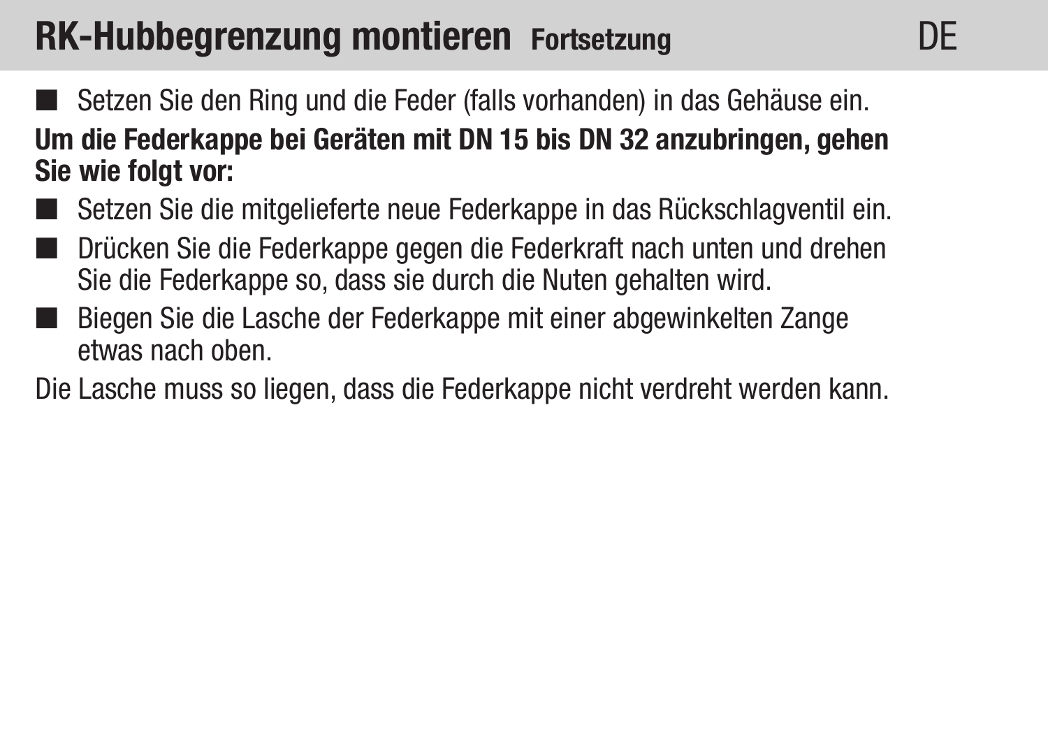## RK-Hubbegrenzung montieren Fortsetzung

- Setzen Sie den Ring und die Feder (falls vorhanden) in das Gehäuse ein.

**Um die Federkappe bei Geräten mit DN 15 bis DN 32 anzubringen, gehen Sie wie folgt vor:**

- Setzen Sie die mitgelieferte neue Federkappe in das Rückschlagventil ein.
- Drücken Sie die Federkappe gegen die Federkraft nach unten und drehen Sie die Federkappe so, dass sie durch die Nuten gehalten wird.
- Biegen Sie die Lasche der Federkappe mit einer abgewinkelten Zange etwas nach oben.

Die Lasche muss so liegen, dass die Federkappe nicht verdreht werden kann.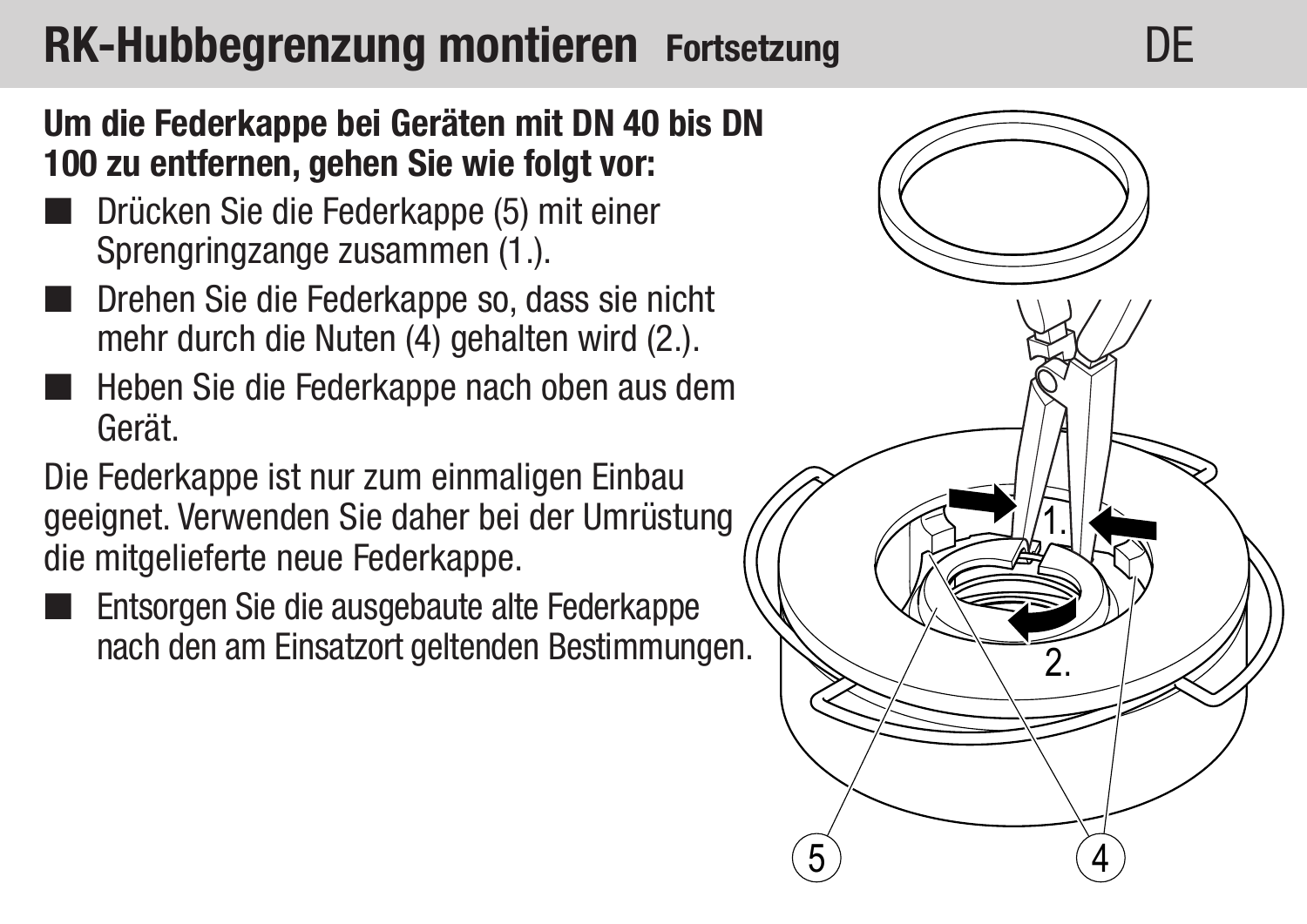## RK-Hubbegrenzung montieren Fortsetzung

**Um die Federkappe bei Geräten mit DN 40 bis DN 100 zu entfernen, gehen Sie wie folgt vor:**

- Drücken Sie die Federkappe (5) mit einer Sprengringzange zusammen (1.).
- Drehen Sie die Federkappe so, dass sie nicht mehr durch die Nuten (4) gehalten wird (2.).
- Heben Sie die Federkappe nach oben aus dem Gerät.

Die Federkappe ist nur zum einmaligen Einbau geeignet. Verwenden Sie daher bei der Umrüstung die mitgelieferte neue Federkappe.

- Entsorgen Sie die ausgebaute alte Federkappe nach den am Einsatzort geltenden Bestimmungen.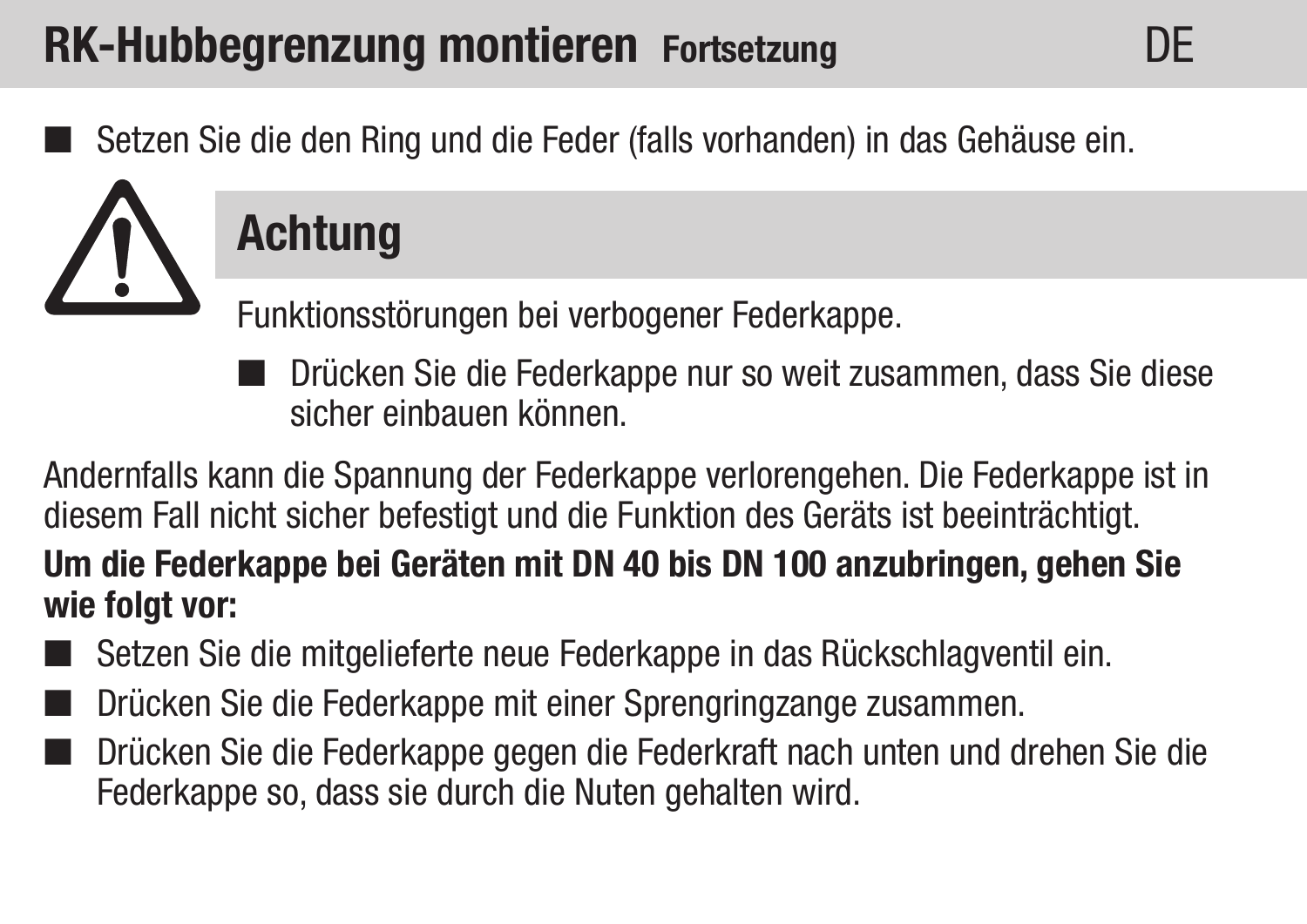## RK-Hubbegrenzung montieren Fortsetzung

- Setzen Sie die den Ring und die Feder (falls vorhanden) in das Gehäuse ein.

### Achtung

Funktionsstörungen bei verbogener Federkappe.

- Drücken Sie die Federkappe nur so weit zusammen, dass Sie diese sicher einbauen können.

Andernfalls kann die Spannung der Federkappe verlorengehen. Die Federkappe ist in diesem Fall nicht sicher befestigt und die Funktion des Geräts ist beeinträchtigt.

**Um die Federkappe bei Geräten mit DN 40 bis DN 100 anzubringen, gehen Sie wie folgt vor:**

- Setzen Sie die mitgelieferte neue Federkappe in das Rückschlagventil ein.
- Drücken Sie die Federkappe mit einer Sprengringzange zusammen.
- Drücken Sie die Federkappe gegen die Federkraft nach unten und drehen Sie die Federkappe so, dass sie durch die Nuten gehalten wird.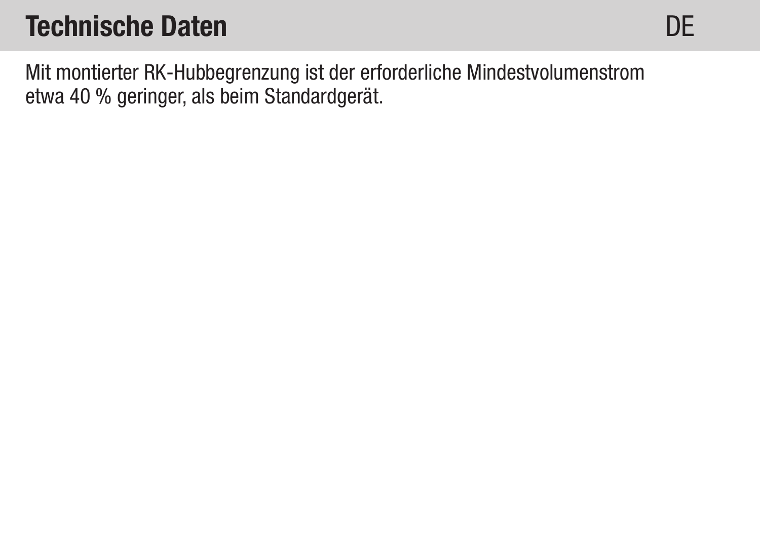## Technische Daten

Mit montierter RK-Hubbegrenzung ist der erforderliche Mindestvolumenstrom etwa 40 % geringer, als beim Standardgerät.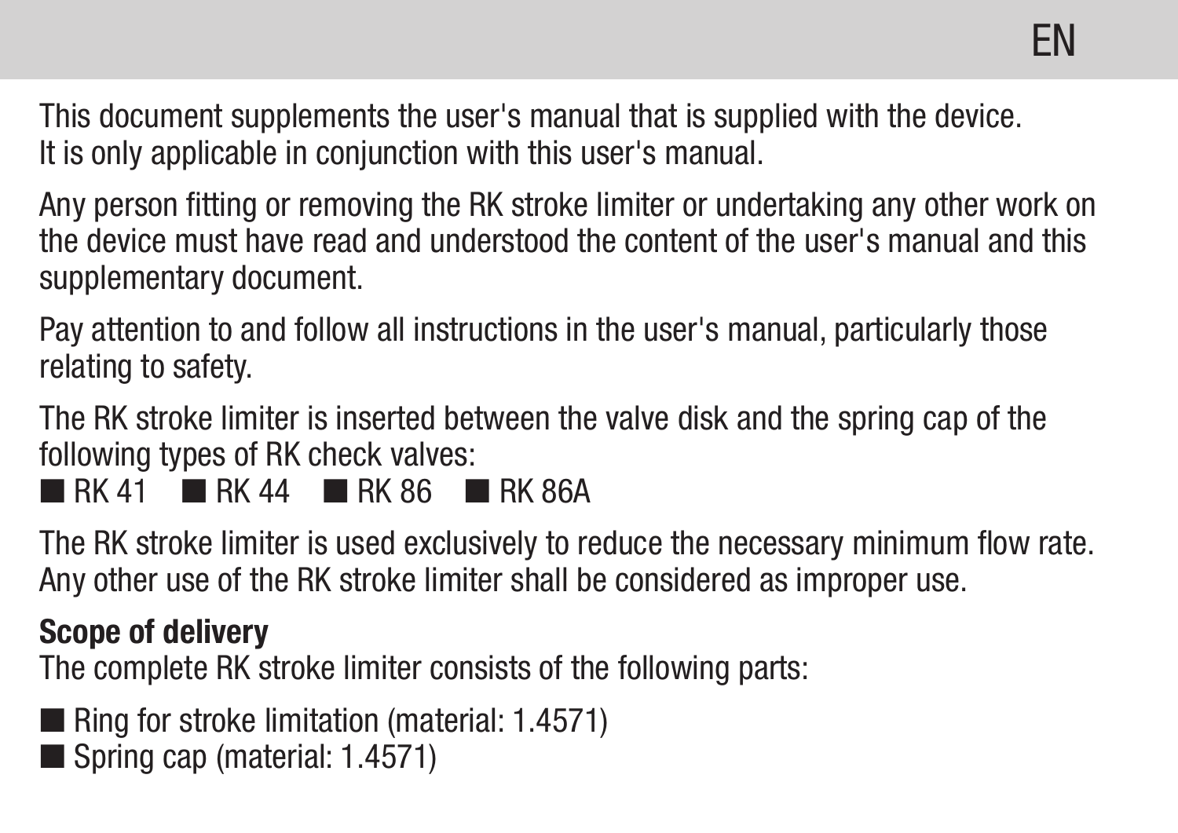This document supplements the user's manual that is supplied with the device.
It is only applicable in conjunction with this user's manual.

Any person fitting or removing the RK stroke limiter or undertaking any other work on the device must have read and understood the content of the user's manual and this supplementary document.

Pay attention to and follow all instructions in the user's manual, particularly those relating to safety.

The RK stroke limiter is inserted between the valve disk and the spring cap of the following types of RK check valves:

- RK 41
- RK 44
- RK 86
- RK 86A

The RK stroke limiter is used exclusively to reduce the necessary minimum flow rate.
Any other use of the RK stroke limiter shall be considered as improper use.

**Scope of delivery**

The complete RK stroke limiter consists of the following parts:

- Ring for stroke limitation (material: 1.4571)
- Spring cap (material: 1.4571)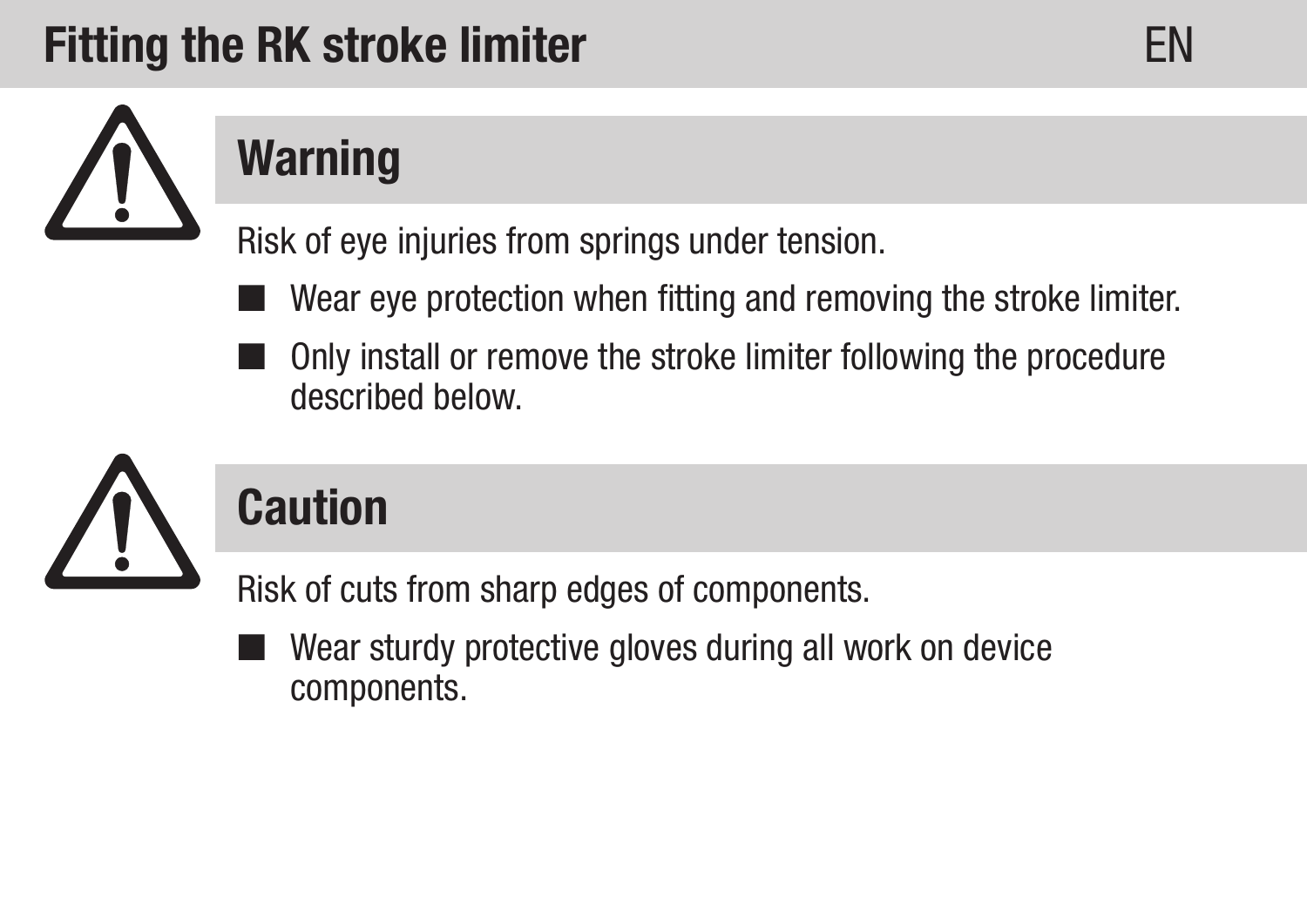# Fitting the RK stroke limiter

## Warning

Risk of eye injuries from springs under tension.

- Wear eye protection when fitting and removing the stroke limiter.
- Only install or remove the stroke limiter following the procedure described below.

## Caution

Risk of cuts from sharp edges of components.

- Wear sturdy protective gloves during all work on device components.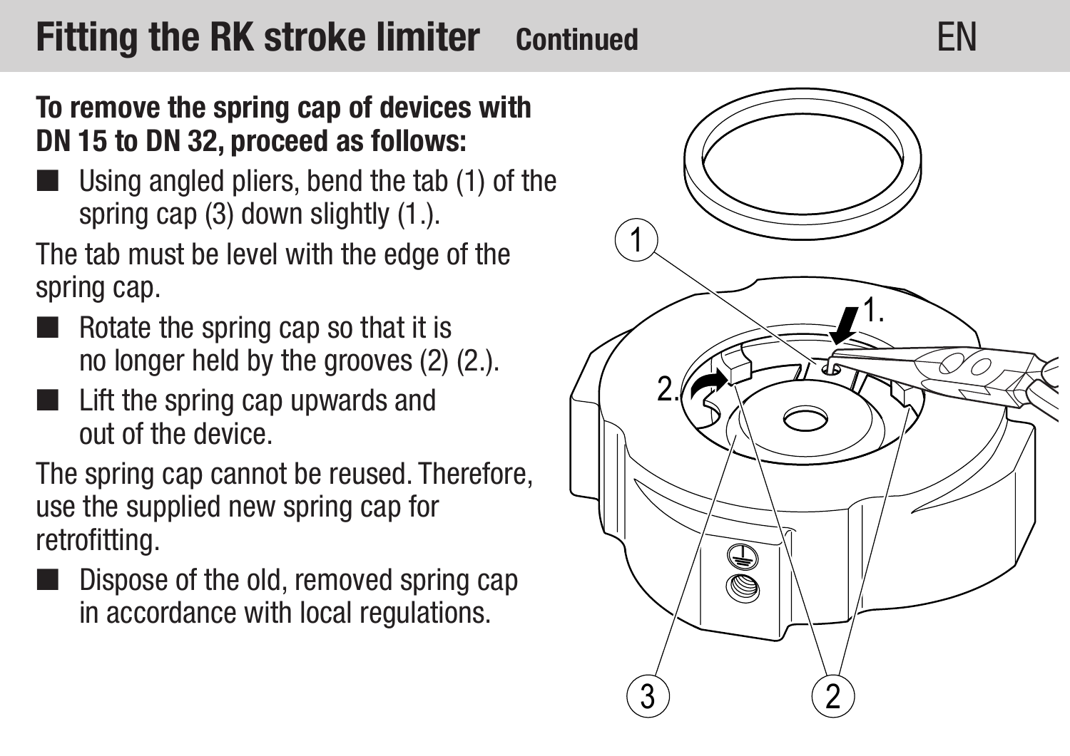# Fitting the RK stroke limiter Continued

**To remove the spring cap of devices with DN 15 to DN 32, proceed as follows:**

- Using angled pliers, bend the tab (1) of the spring cap (3) down slightly (1.).

The tab must be level with the edge of the spring cap.

- Rotate the spring cap so that it is no longer held by the grooves (2) (2.).
- Lift the spring cap upwards and out of the device.

The spring cap cannot be reused. Therefore, use the supplied new spring cap for retrofitting.

- Dispose of the old, removed spring cap in accordance with local regulations.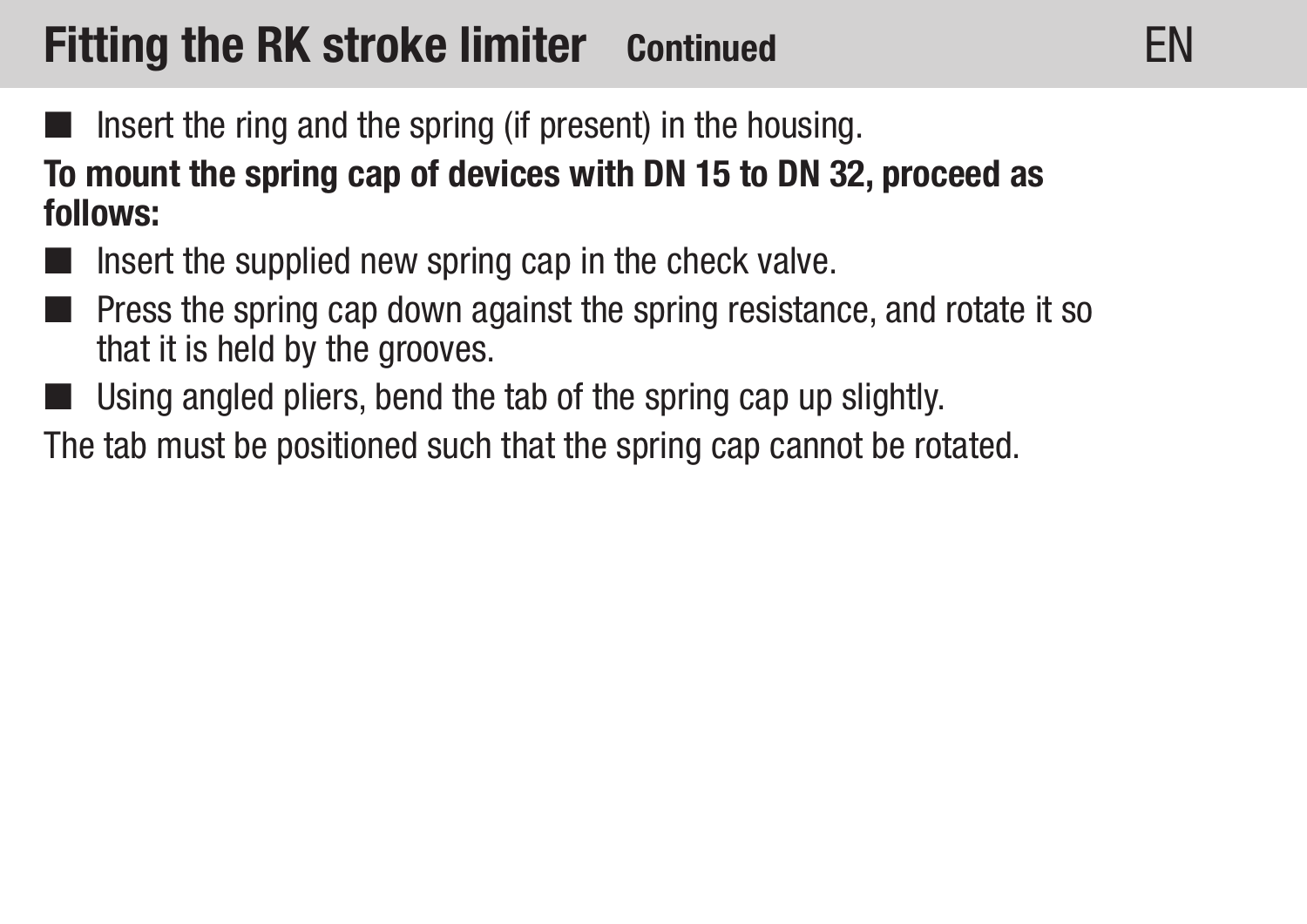# Fitting the RK stroke limiter Continued

- Insert the ring and the spring (if present) in the housing.

**To mount the spring cap of devices with DN 15 to DN 32, proceed as follows:**

- Insert the supplied new spring cap in the check valve.
- Press the spring cap down against the spring resistance, and rotate it so that it is held by the grooves.
- Using angled pliers, bend the tab of the spring cap up slightly.

The tab must be positioned such that the spring cap cannot be rotated.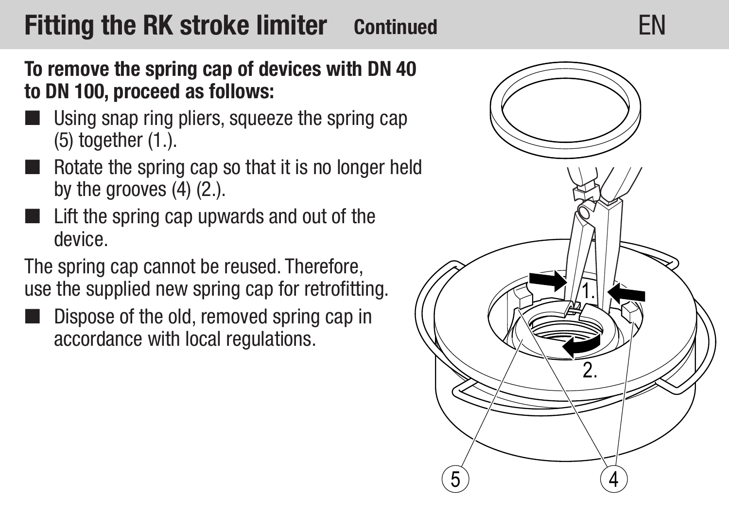# Fitting the RK stroke limiter Continued

**To remove the spring cap of devices with DN 40 to DN 100, proceed as follows:**

- Using snap ring pliers, squeeze the spring cap (5) together (1.).
- Rotate the spring cap so that it is no longer held by the grooves (4) (2.).
- Lift the spring cap upwards and out of the device.

The spring cap cannot be reused. Therefore, use the supplied new spring cap for retrofitting.

- Dispose of the old, removed spring cap in accordance with local regulations.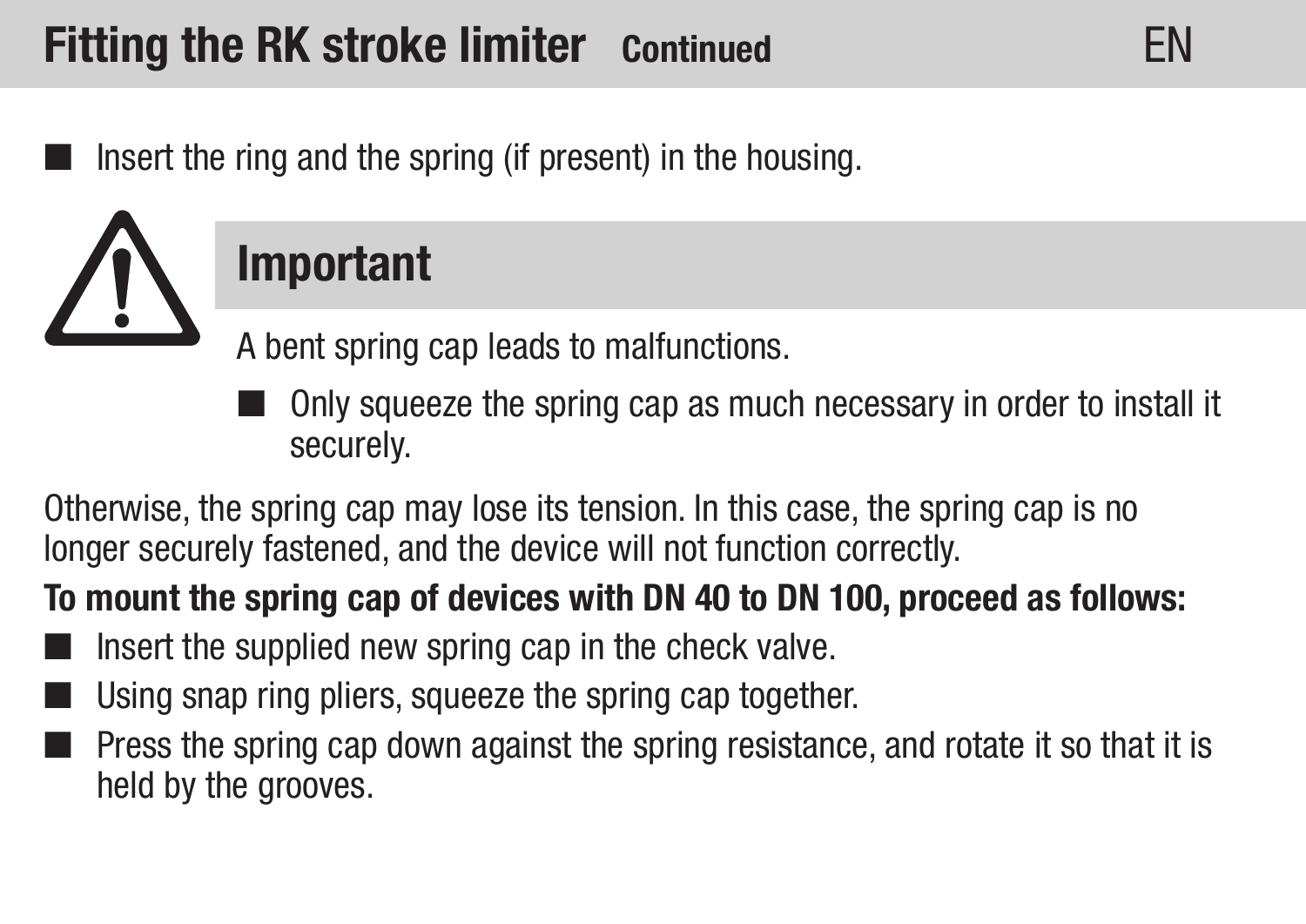## Fitting the RK stroke limiter Continued

- Insert the ring and the spring (if present) in the housing.

### Important

A bent spring cap leads to malfunctions.

- Only squeeze the spring cap as much necessary in order to install it securely.

Otherwise, the spring cap may lose its tension. In this case, the spring cap is no longer securely fastened, and the device will not function correctly.

**To mount the spring cap of devices with DN 40 to DN 100, proceed as follows:**

- Insert the supplied new spring cap in the check valve.
- Using snap ring pliers, squeeze the spring cap together.
- Press the spring cap down against the spring resistance, and rotate it so that it is held by the grooves.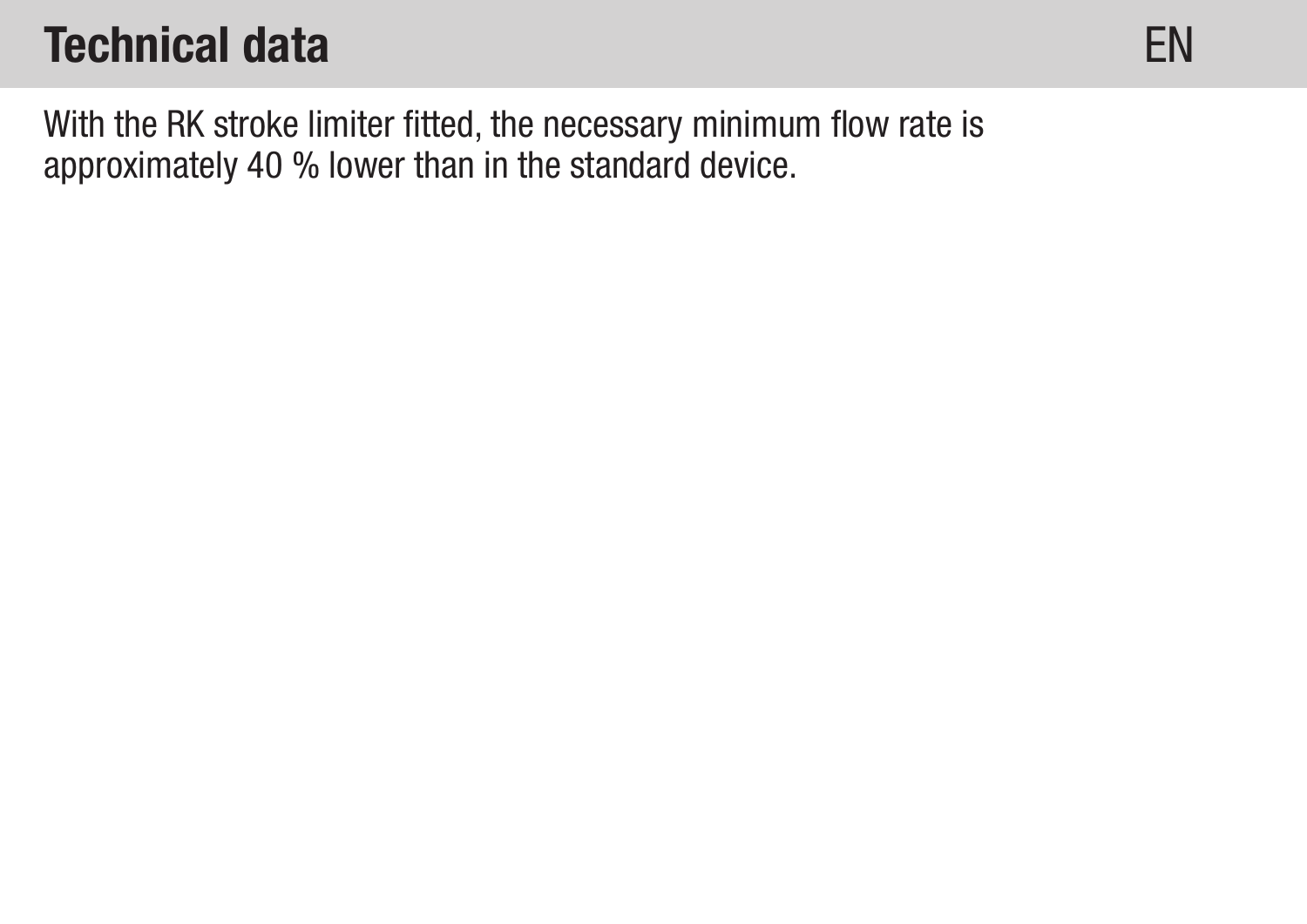# Technical data

With the RK stroke limiter fitted, the necessary minimum flow rate is approximately 40 % lower than in the standard device.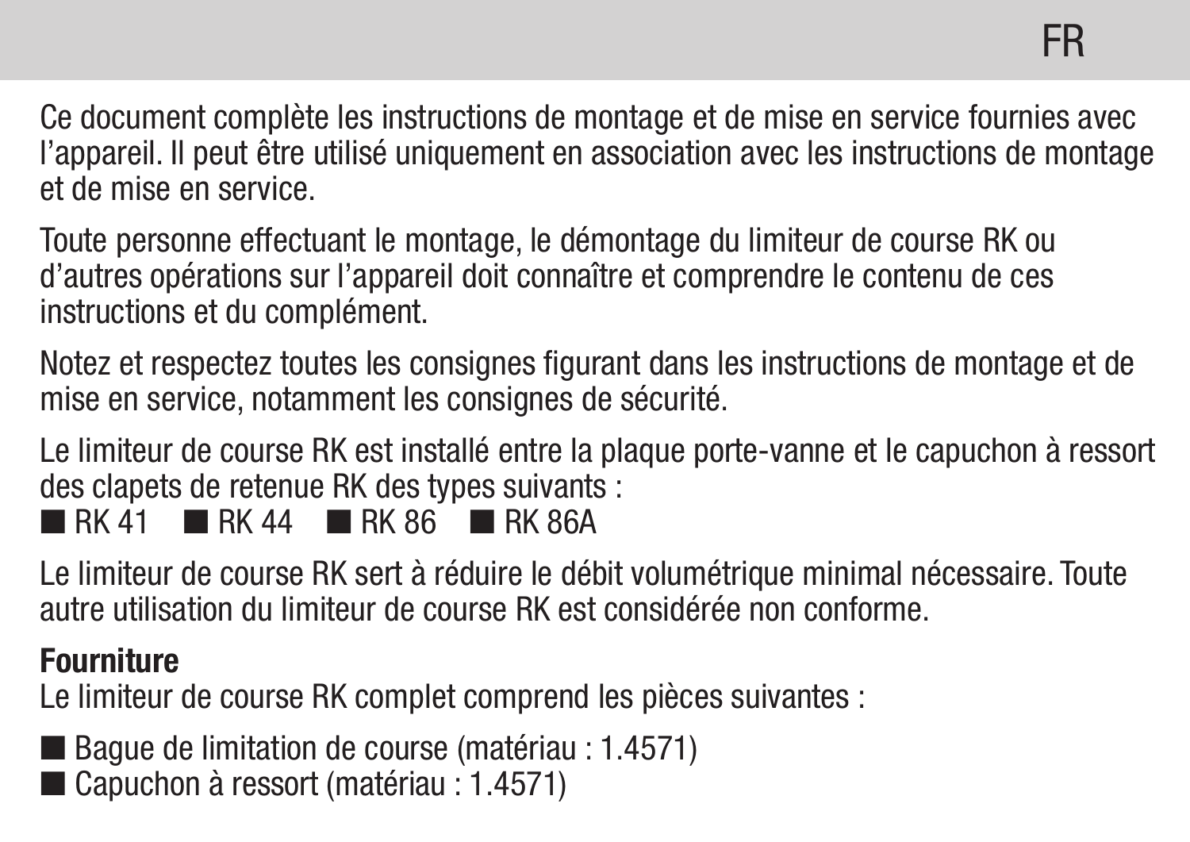Ce document complète les instructions de montage et de mise en service fournies avec l'appareil. Il peut être utilisé uniquement en association avec les instructions de montage et de mise en service.

Toute personne effectuant le montage, le démontage du limiteur de course RK ou d'autres opérations sur l'appareil doit connaître et comprendre le contenu de ces instructions et du complément.

Notez et respectez toutes les consignes figurant dans les instructions de montage et de mise en service, notamment les consignes de sécurité.

Le limiteur de course RK est installé entre la plaque porte-vanne et le capuchon à ressort des clapets de retenue RK des types suivants :
- RK 41
- RK 44
- RK 86
- RK 86A

Le limiteur de course RK sert à réduire le débit volumétrique minimal nécessaire. Toute autre utilisation du limiteur de course RK est considérée non conforme.

**Fourniture**
Le limiteur de course RK complet comprend les pièces suivantes :

- Bague de limitation de course (matériau : 1.4571)
- Capuchon à ressort (matériau : 1.4571)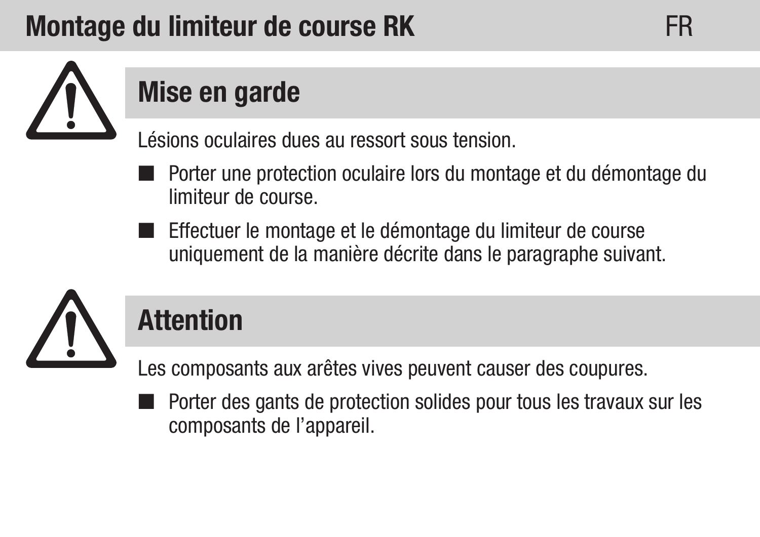# Montage du limiteur de course RK

## Mise en garde

Lésions oculaires dues au ressort sous tension.

- Porter une protection oculaire lors du montage et du démontage du limiteur de course.
- Effectuer le montage et le démontage du limiteur de course uniquement de la manière décrite dans le paragraphe suivant.

## Attention

Les composants aux arêtes vives peuvent causer des coupures.

- Porter des gants de protection solides pour tous les travaux sur les composants de l'appareil.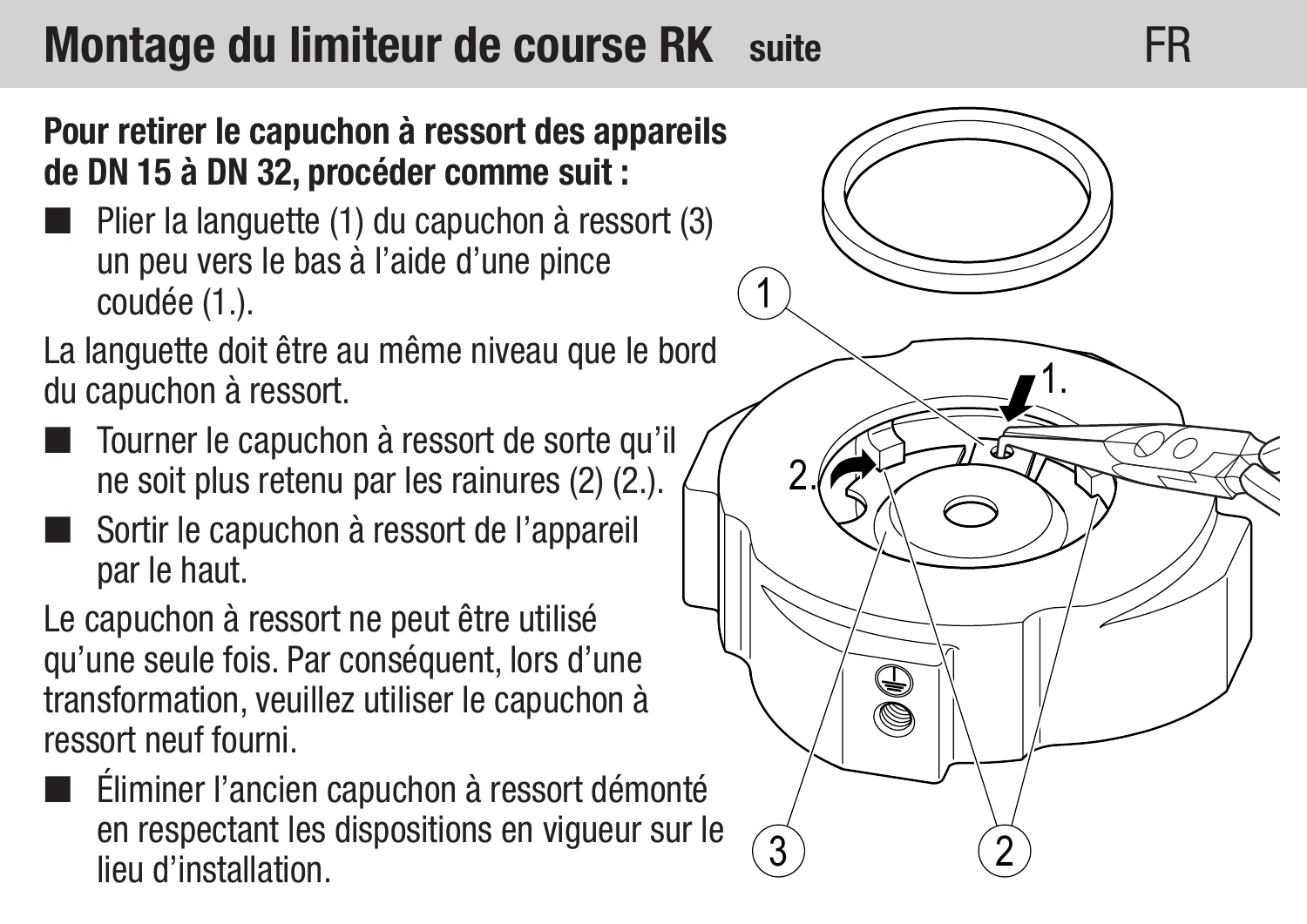# Montage du limiteur de course RK suite

**Pour retirer le capuchon à ressort des appareils de DN 15 à DN 32, procéder comme suit :**

- Plier la languette (1) du capuchon à ressort (3) un peu vers le bas à l’aide d’une pince coudée (1.).

La languette doit être au même niveau que le bord du capuchon à ressort.

- Tourner le capuchon à ressort de sorte qu’il ne soit plus retenu par les rainures (2) (2.).
- Sortir le capuchon à ressort de l’appareil par le haut.

Le capuchon à ressort ne peut être utilisé qu’une seule fois. Par conséquent, lors d’une transformation, veuillez utiliser le capuchon à ressort neuf fourni.

- Éliminer l’ancien capuchon à ressort démonté en respectant les dispositions en vigueur sur le lieu d’installation.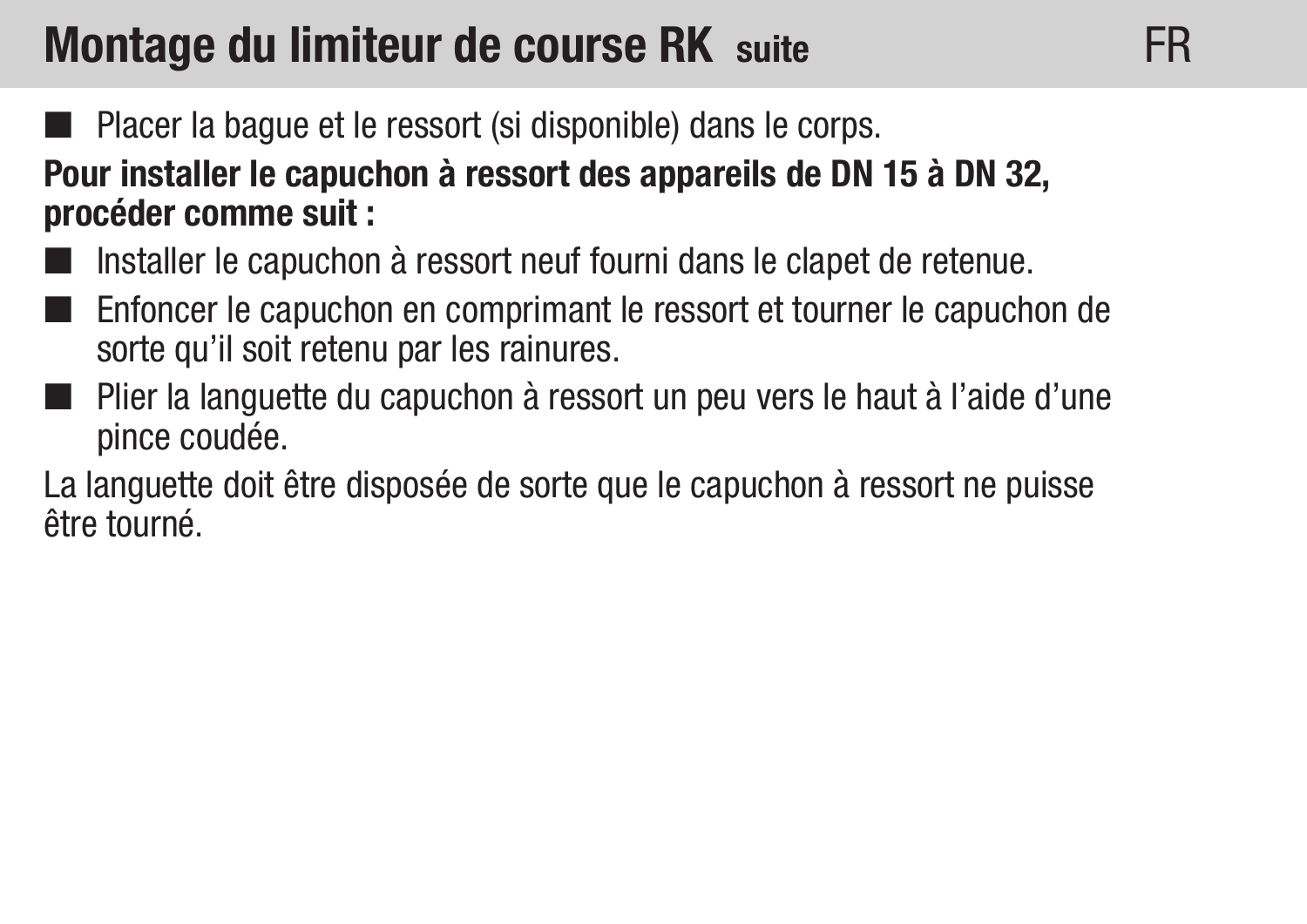## Montage du limiteur de course RK suite

- Placer la bague et le ressort (si disponible) dans le corps.

**Pour installer le capuchon à ressort des appareils de DN 15 à DN 32, procéder comme suit :**

- Installer le capuchon à ressort neuf fourni dans le clapet de retenue.
- Enfoncer le capuchon en comprimant le ressort et tourner le capuchon de sorte qu'il soit retenu par les rainures.
- Plier la languette du capuchon à ressort un peu vers le haut à l'aide d'une pince coudée.

La languette doit être disposée de sorte que le capuchon à ressort ne puisse être tourné.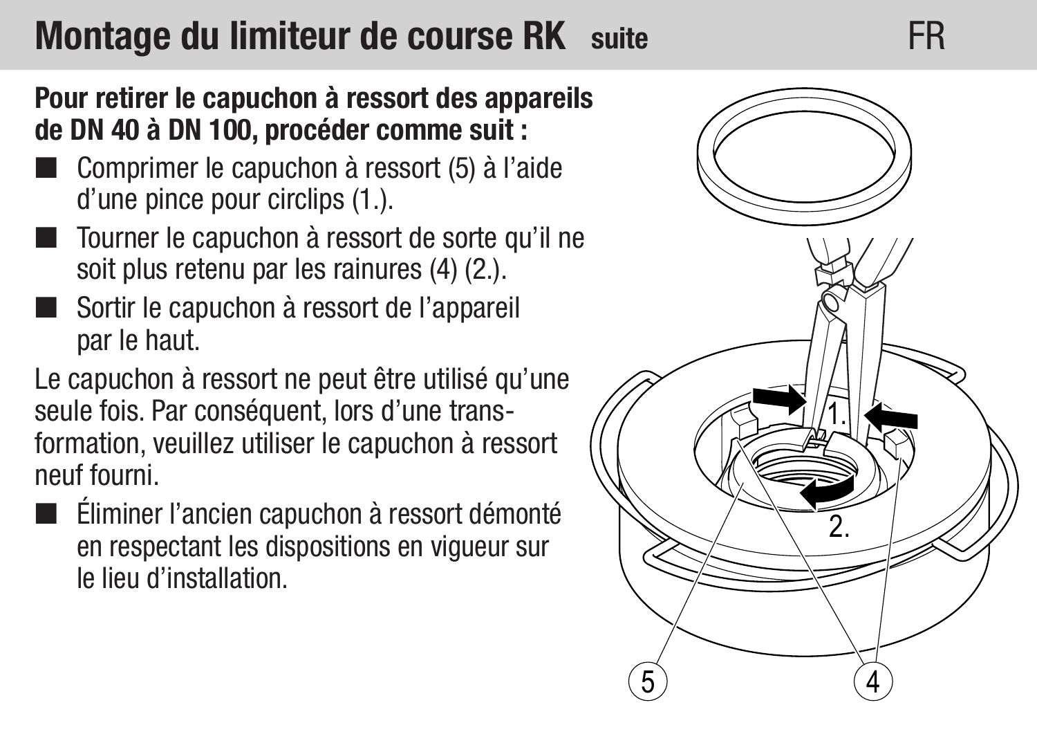# Montage du limiteur de course RK suite

**Pour retirer le capuchon à ressort des appareils de DN 40 à DN 100, procéder comme suit :**

- Comprimer le capuchon à ressort (5) à l'aide d'une pince pour circlips (1.).
- Tourner le capuchon à ressort de sorte qu'il ne soit plus retenu par les rainures (4) (2.).
- Sortir le capuchon à ressort de l'appareil par le haut.

Le capuchon à ressort ne peut être utilisé qu'une seule fois. Par conséquent, lors d'une transformation, veuillez utiliser le capuchon à ressort neuf fourni.

- Éliminer l'ancien capuchon à ressort démonté en respectant les dispositions en vigueur sur le lieu d'installation.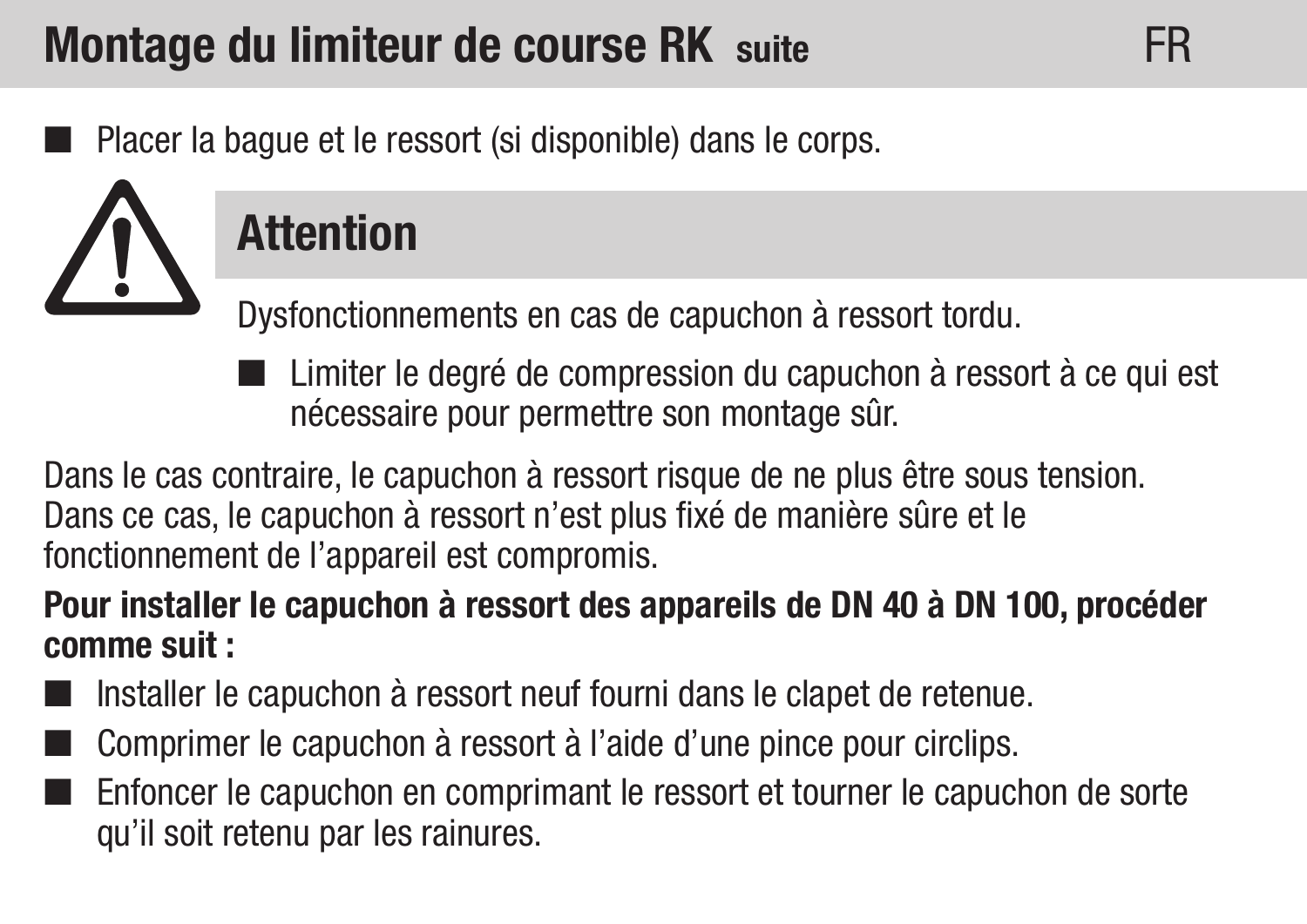## Montage du limiteur de course RK suite

- Placer la bague et le ressort (si disponible) dans le corps.

### Attention

Dysfonctionnements en cas de capuchon à ressort tordu.

- Limiter le degré de compression du capuchon à ressort à ce qui est nécessaire pour permettre son montage sûr.

Dans le cas contraire, le capuchon à ressort risque de ne plus être sous tension. Dans ce cas, le capuchon à ressort n'est plus fixé de manière sûre et le fonctionnement de l'appareil est compromis.

**Pour installer le capuchon à ressort des appareils de DN 40 à DN 100, procéder comme suit :**

- Installer le capuchon à ressort neuf fourni dans le clapet de retenue.
- Comprimer le capuchon à ressort à l'aide d'une pince pour circlips.
- Enfoncer le capuchon en comprimant le ressort et tourner le capuchon de sorte qu'il soit retenu par les rainures.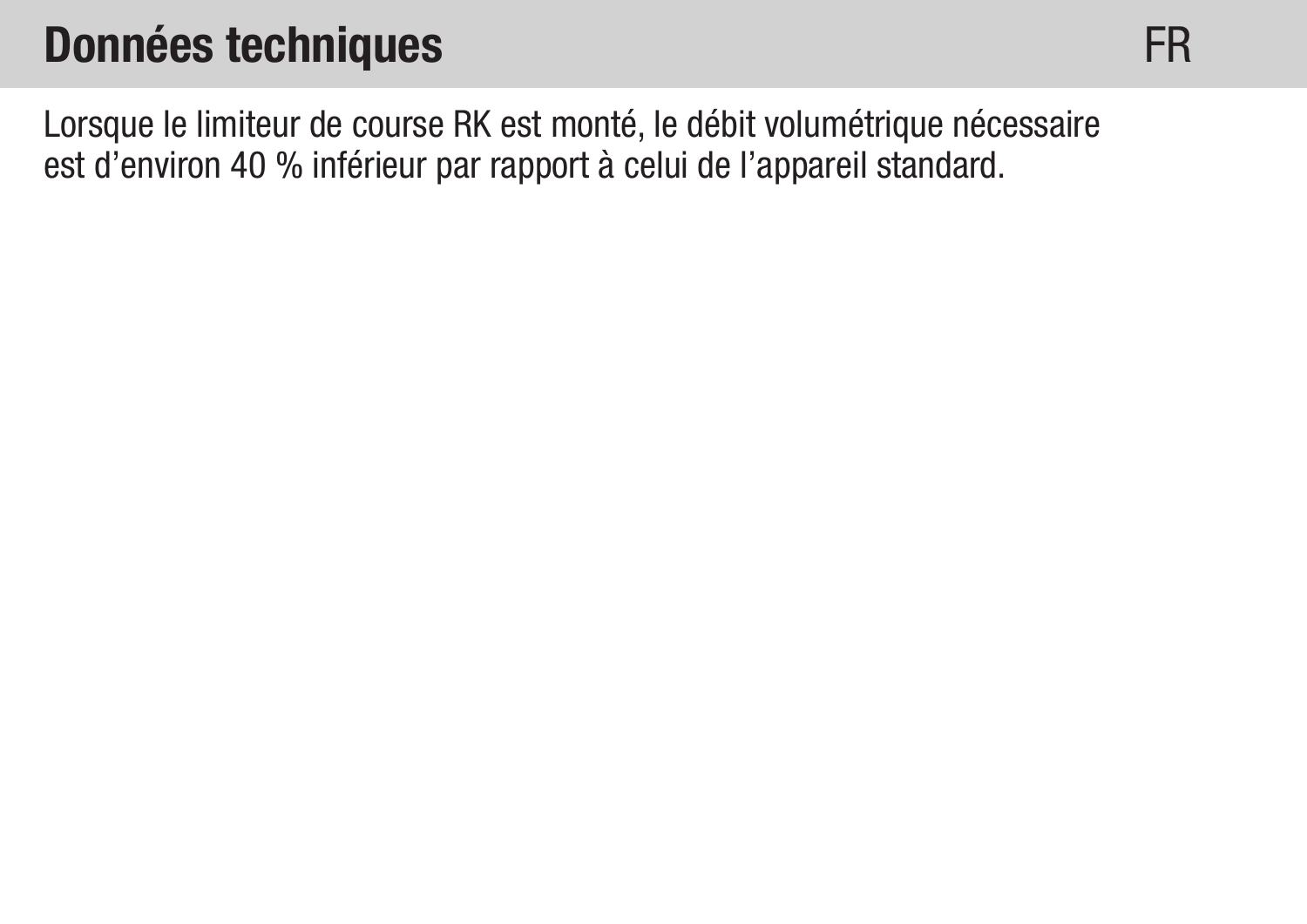# Données techniques

Lorsque le limiteur de course RK est monté, le débit volumétrique nécessaire est d'environ 40 % inférieur par rapport à celui de l'appareil standard.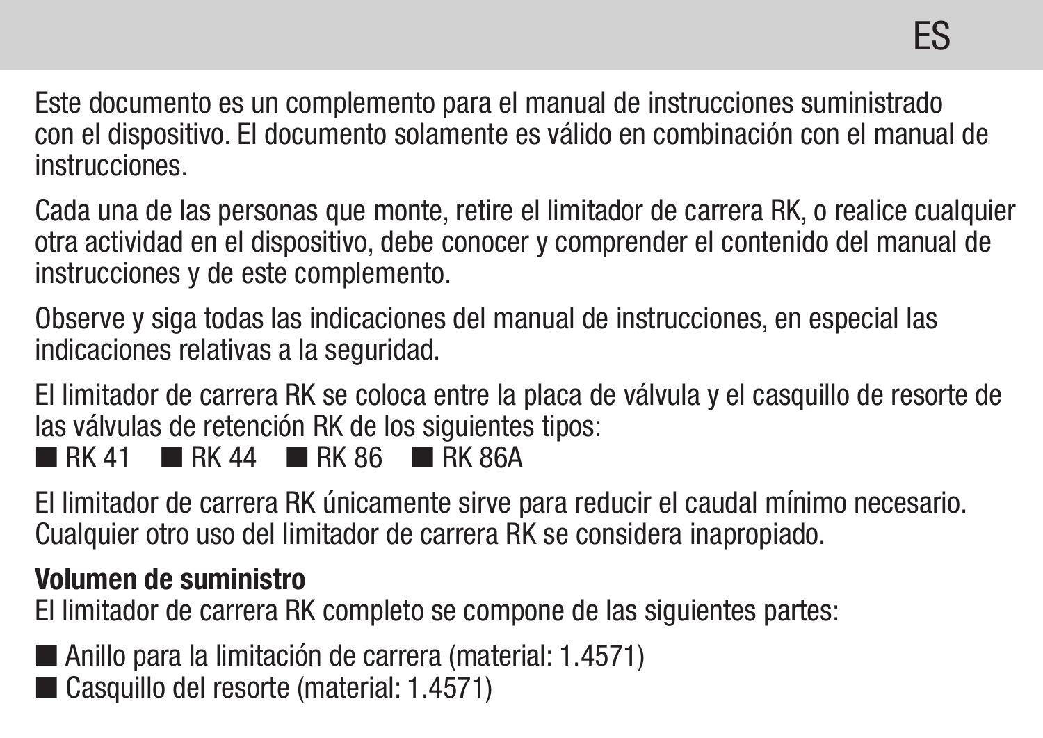Este documento es un complemento para el manual de instrucciones suministrado con el dispositivo. El documento solamente es válido en combinación con el manual de instrucciones.

Cada una de las personas que monte, retire el limitador de carrera RK, o realice cualquier otra actividad en el dispositivo, debe conocer y comprender el contenido del manual de instrucciones y de este complemento.

Observe y siga todas las indicaciones del manual de instrucciones, en especial las indicaciones relativas a la seguridad.

El limitador de carrera RK se coloca entre la placa de válvula y el casquillo de resorte de las válvulas de retención RK de los siguientes tipos:

- RK 41
- RK 44
- RK 86
- RK 86A

El limitador de carrera RK únicamente sirve para reducir el caudal mínimo necesario. Cualquier otro uso del limitador de carrera RK se considera inapropiado.

**Volumen de suministro**

El limitador de carrera RK completo se compone de las siguientes partes:

- Anillo para la limitación de carrera (material: 1.4571)
- Casquillo del resorte (material: 1.4571)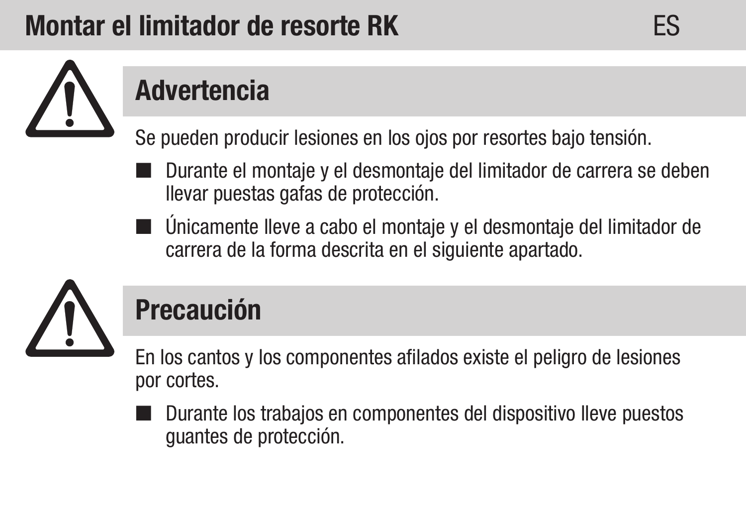# Montar el limitador de resorte RK

## Advertencia

Se pueden producir lesiones en los ojos por resortes bajo tensión.

- Durante el montaje y el desmontaje del limitador de carrera se deben llevar puestas gafas de protección.
- Únicamente lleve a cabo el montaje y el desmontaje del limitador de carrera de la forma descrita en el siguiente apartado.

## Precaución

En los cantos y los componentes afilados existe el peligro de lesiones por cortes.

- Durante los trabajos en componentes del dispositivo lleve puestos guantes de protección.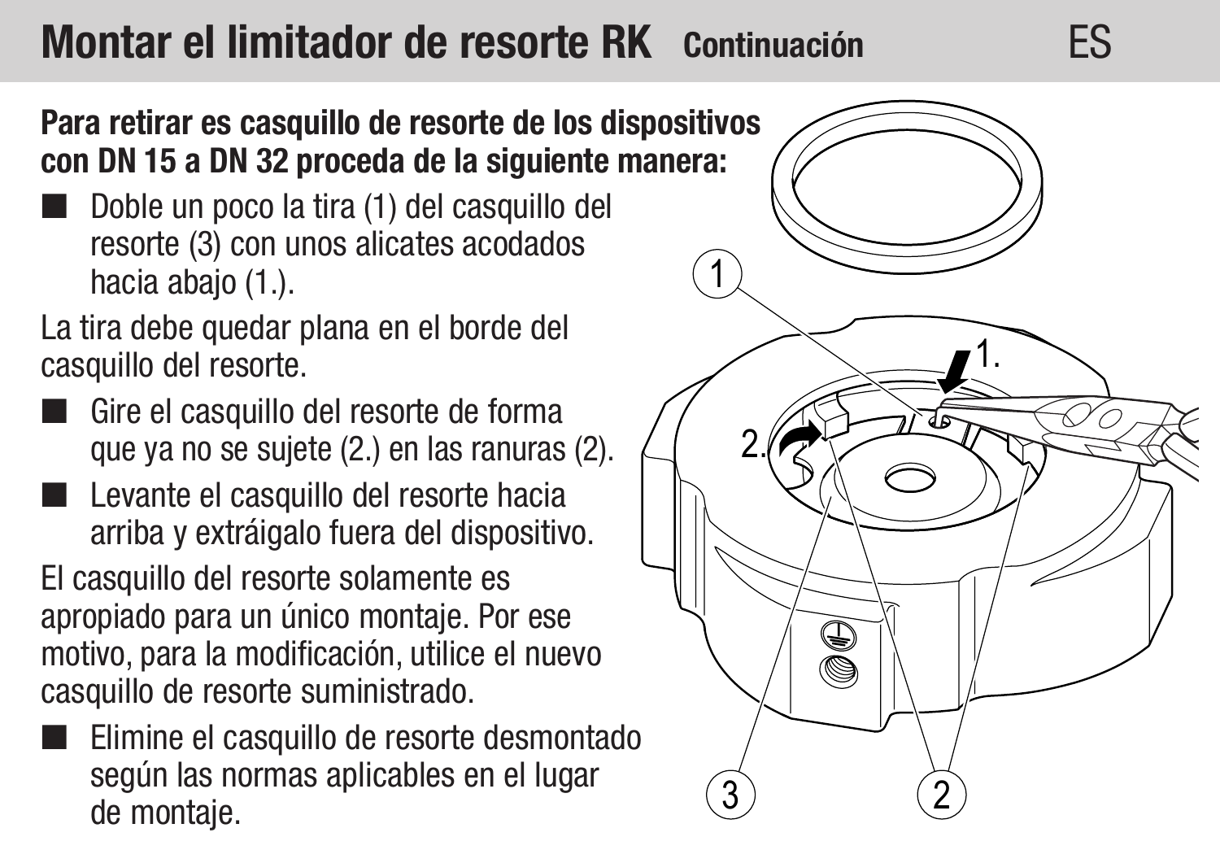# Montar el limitador de resorte RK Continuación

**Para retirar es casquillo de resorte de los dispositivos con DN 15 a DN 32 proceda de la siguiente manera:**

- Doble un poco la tira (1) del casquillo del resorte (3) con unos alicates acodados hacia abajo (1.).

La tira debe quedar plana en el borde del casquillo del resorte.

- Gire el casquillo del resorte de forma que ya no se sujete (2.) en las ranuras (2).
- Levante el casquillo del resorte hacia arriba y extráigalo fuera del dispositivo.

El casquillo del resorte solamente es apropiado para un único montaje. Por ese motivo, para la modificación, utilice el nuevo casquillo de resorte suministrado.

- Elimine el casquillo de resorte desmontado según las normas aplicables en el lugar de montaje.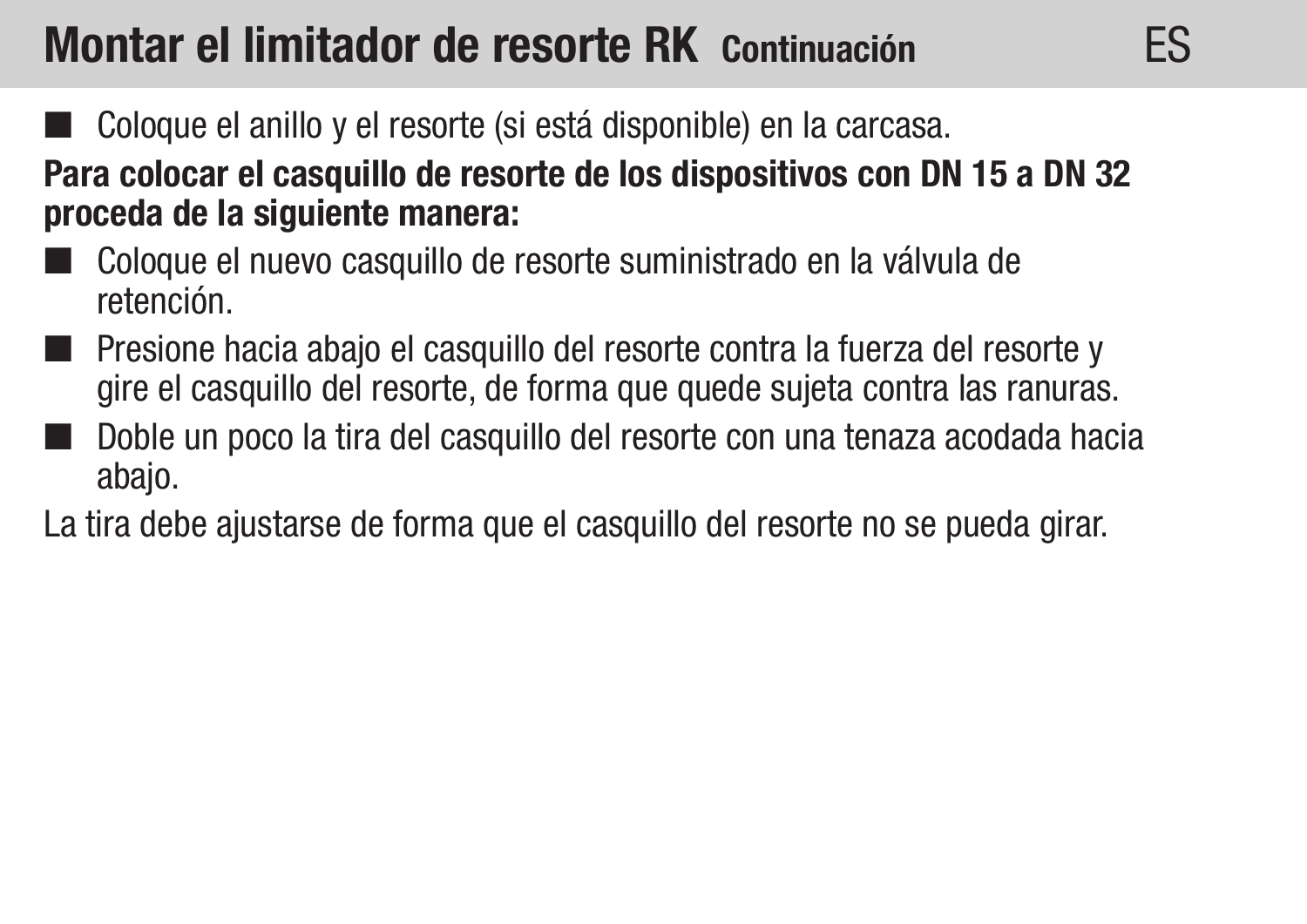# Montar el limitador de resorte RK Continuación

- Coloque el anillo y el resorte (si está disponible) en la carcasa.

**Para colocar el casquillo de resorte de los dispositivos con DN 15 a DN 32 proceda de la siguiente manera:**

- Coloque el nuevo casquillo de resorte suministrado en la válvula de retención.
- Presione hacia abajo el casquillo del resorte contra la fuerza del resorte y gire el casquillo del resorte, de forma que quede sujeta contra las ranuras.
- Doble un poco la tira del casquillo del resorte con una tenaza acodada hacia abajo.

La tira debe ajustarse de forma que el casquillo del resorte no se pueda girar.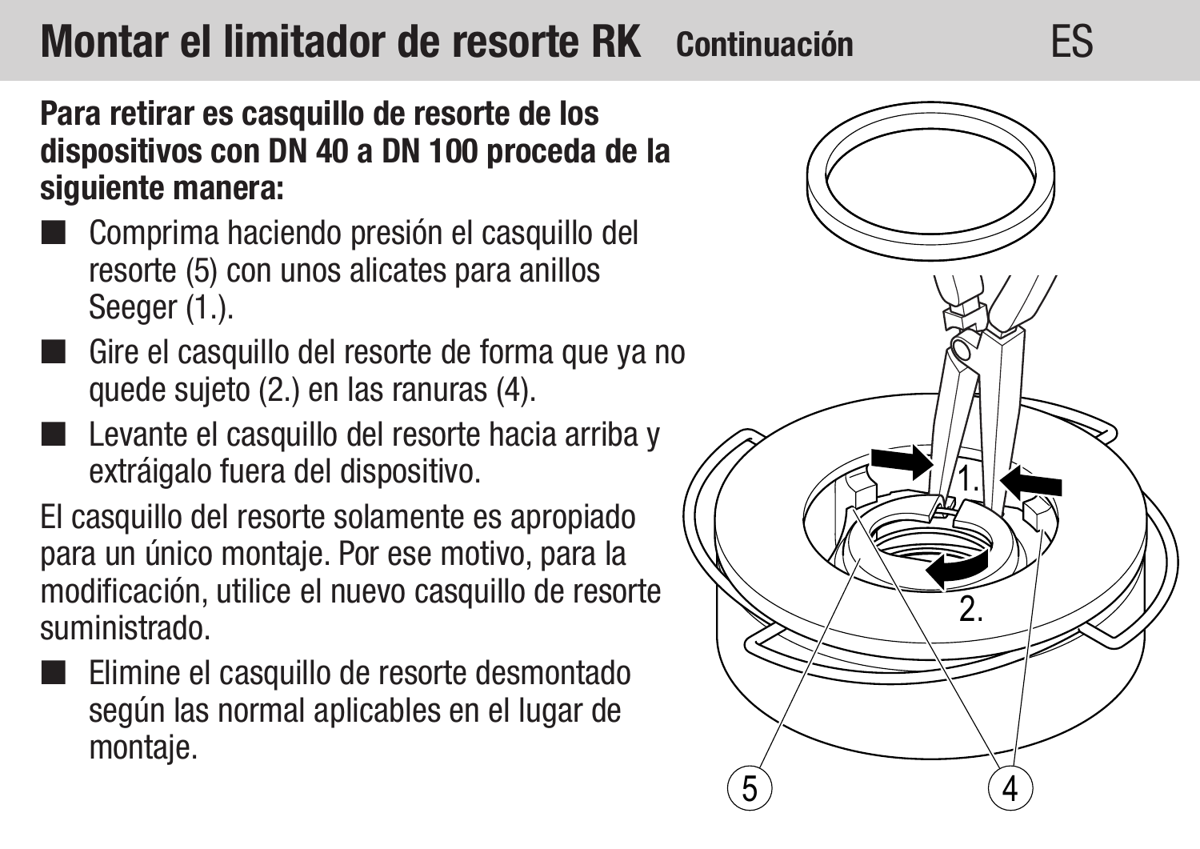# Montar el limitador de resorte RK Continuación

**Para retirar es casquillo de resorte de los dispositivos con DN 40 a DN 100 proceda de la siguiente manera:**

- Comprima haciendo presión el casquillo del resorte (5) con unos alicates para anillos Seeger (1.).
- Gire el casquillo del resorte de forma que ya no quede sujeto (2.) en las ranuras (4).
- Levante el casquillo del resorte hacia arriba y extráigalo fuera del dispositivo.

El casquillo del resorte solamente es apropiado para un único montaje. Por ese motivo, para la modificación, utilice el nuevo casquillo de resorte suministrado.

- Elimine el casquillo de resorte desmontado según las normal aplicables en el lugar de montaje.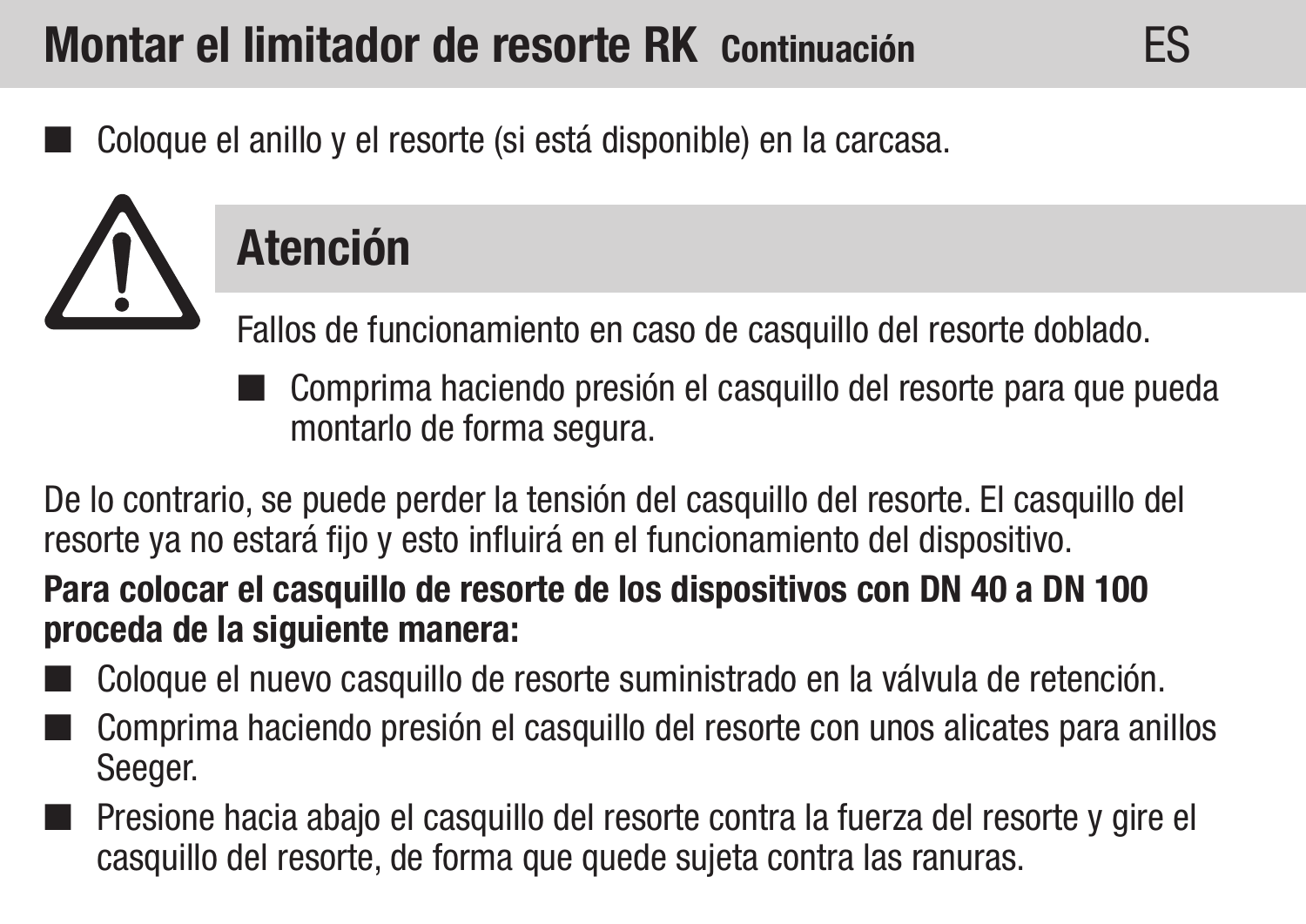## Montar el limitador de resorte RK Continuación

- Coloque el anillo y el resorte (si está disponible) en la carcasa.

### Atención

Fallos de funcionamiento en caso de casquillo del resorte doblado.

- Comprima haciendo presión el casquillo del resorte para que pueda montarlo de forma segura.

De lo contrario, se puede perder la tensión del casquillo del resorte. El casquillo del resorte ya no estará fijo y esto influirá en el funcionamiento del dispositivo.

**Para colocar el casquillo de resorte de los dispositivos con DN 40 a DN 100 proceda de la siguiente manera:**

- Coloque el nuevo casquillo de resorte suministrado en la válvula de retención.
- Comprima haciendo presión el casquillo del resorte con unos alicates para anillos Seeger.
- Presione hacia abajo el casquillo del resorte contra la fuerza del resorte y gire el casquillo del resorte, de forma que quede sujeta contra las ranuras.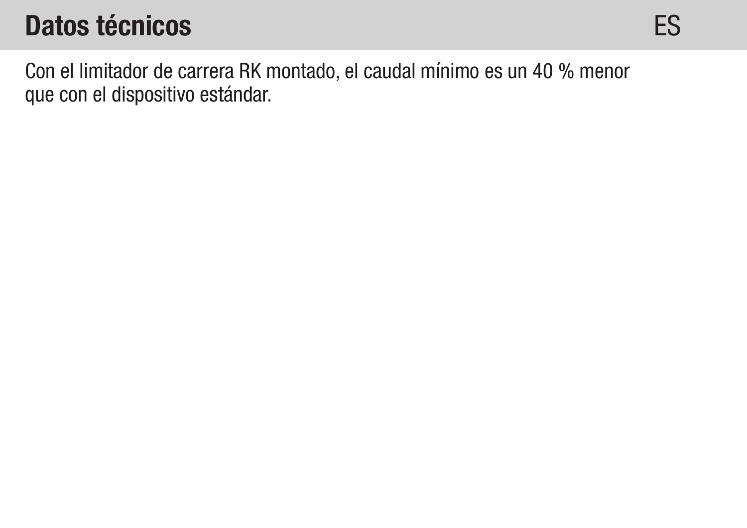# Datos técnicos

Con el limitador de carrera RK montado, el caudal mínimo es un 40 % menor que con el dispositivo estándar.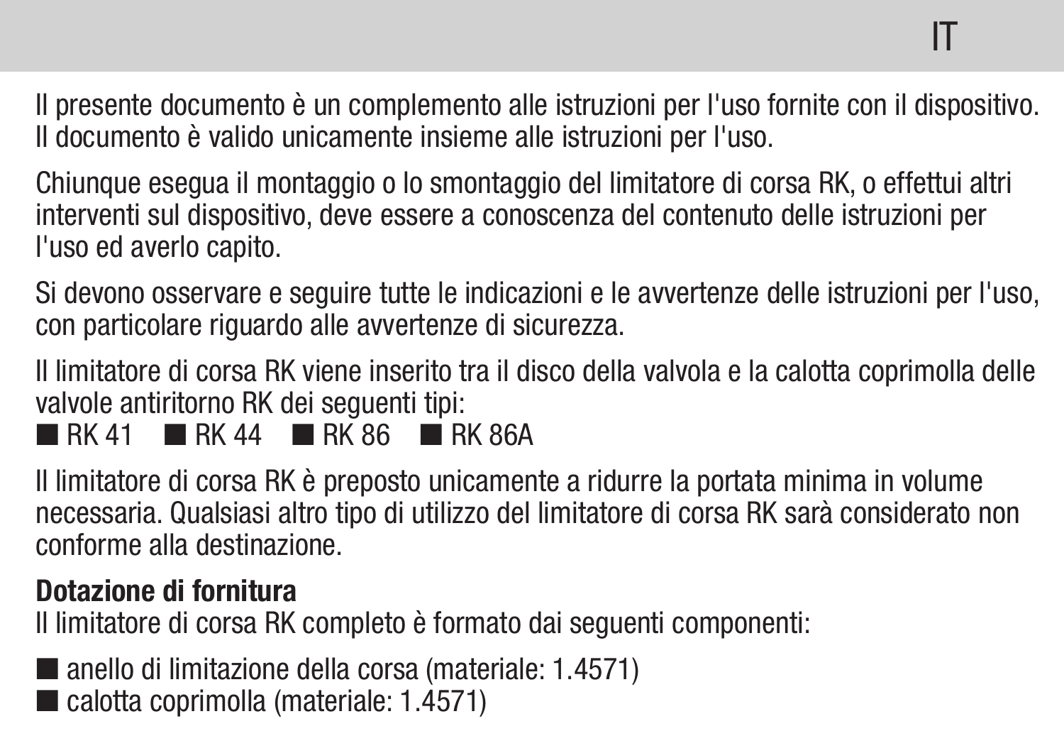Il presente documento è un complemento alle istruzioni per l'uso fornite con il dispositivo. Il documento è valido unicamente insieme alle istruzioni per l'uso.

Chiunque esegua il montaggio o lo smontaggio del limitatore di corsa RK, o effettui altri interventi sul dispositivo, deve essere a conoscenza del contenuto delle istruzioni per l'uso ed averlo capito.

Si devono osservare e seguire tutte le indicazioni e le avvertenze delle istruzioni per l'uso, con particolare riguardo alle avvertenze di sicurezza.

Il limitatore di corsa RK viene inserito tra il disco della valvola e la calotta coprimolla delle valvole antiritorno RK dei seguenti tipi:

- RK 41
- RK 44
- RK 86
- RK 86A

Il limitatore di corsa RK è preposto unicamente a ridurre la portata minima in volume necessaria. Qualsiasi altro tipo di utilizzo del limitatore di corsa RK sarà considerato non conforme alla destinazione.

**Dotazione di fornitura**
Il limitatore di corsa RK completo è formato dai seguenti componenti:

- anello di limitazione della corsa (materiale: 1.4571)
- calotta coprimolla (materiale: 1.4571)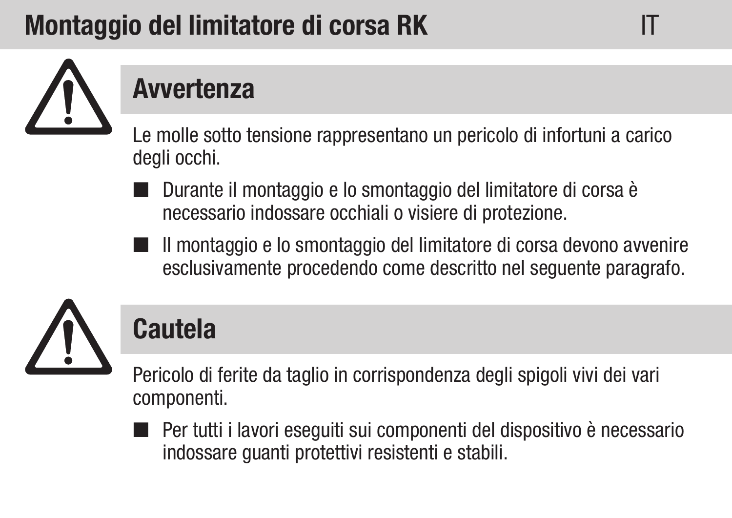# Montaggio del limitatore di corsa RK

IT

## Avvertenza

Le molle sotto tensione rappresentano un pericolo di infortuni a carico degli occhi.

- Durante il montaggio e lo smontaggio del limitatore di corsa è necessario indossare occhiali o visiere di protezione.
- Il montaggio e lo smontaggio del limitatore di corsa devono avvenire esclusivamente procedendo come descritto nel seguente paragrafo.

## Cautela

Pericolo di ferite da taglio in corrispondenza degli spigoli vivi dei vari componenti.

- Per tutti i lavori eseguiti sui componenti del dispositivo è necessario indossare guanti protettivi resistenti e stabili.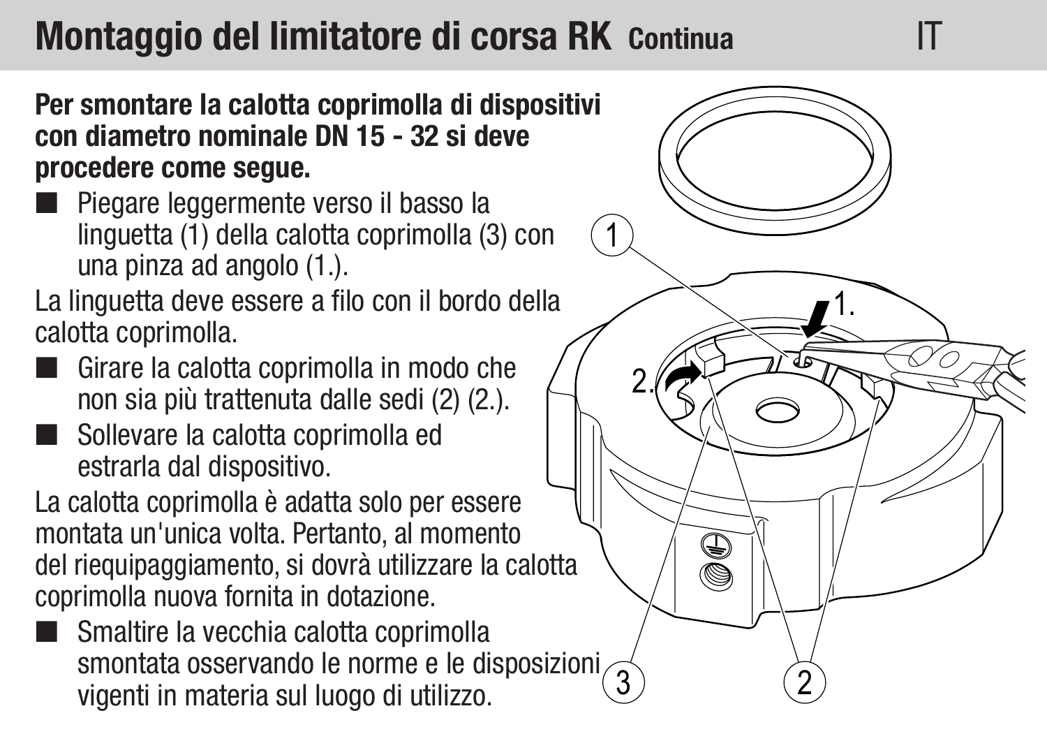# Montaggio del limitatore di corsa RK Continua

**Per smontare la calotta coprimolla di dispositivi con diametro nominale DN 15 - 32 si deve procedere come segue.**

- Piegare leggermente verso il basso la linguetta (1) della calotta coprimolla (3) con una pinza ad angolo (1.).

La linguetta deve essere a filo con il bordo della calotta coprimolla.

- Girare la calotta coprimolla in modo che non sia più trattenuta dalle sedi (2) (2.).
- Sollevare la calotta coprimolla ed estrarla dal dispositivo.

La calotta coprimolla è adatta solo per essere montata un'unica volta. Pertanto, al momento del riequipaggiamento, si dovrà utilizzare la calotta coprimolla nuova fornita in dotazione.

- Smaltire la vecchia calotta coprimolla smontata osservando le norme e le disposizioni vigenti in materia sul luogo di utilizzo.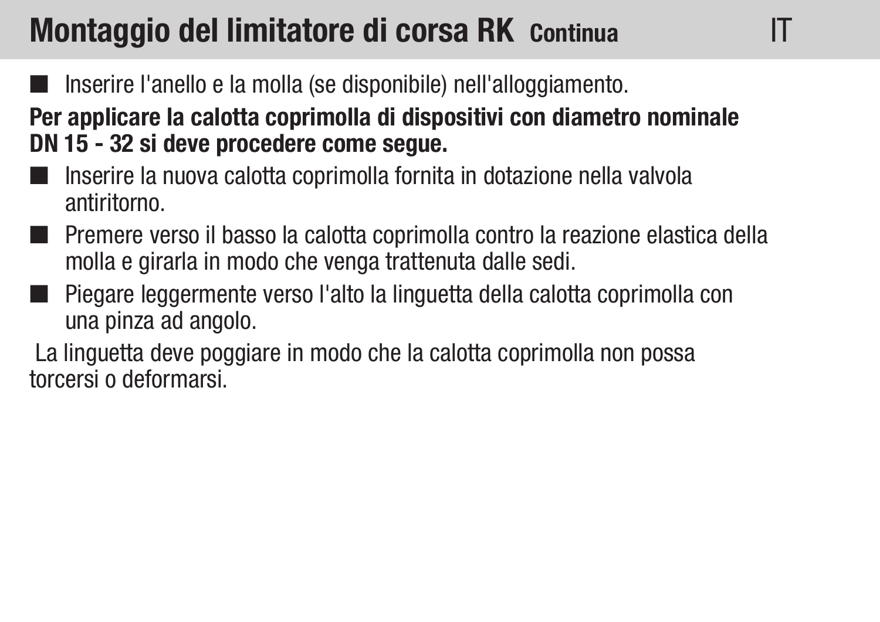# Montaggio del limitatore di corsa RK Continua

- Inserire l'anello e la molla (se disponibile) nell'alloggiamento.

**Per applicare la calotta coprimolla di dispositivi con diametro nominale DN 15 - 32 si deve procedere come segue.**

- Inserire la nuova calotta coprimolla fornita in dotazione nella valvola antiritorno.
- Premere verso il basso la calotta coprimolla contro la reazione elastica della molla e girarla in modo che venga trattenuta dalle sedi.
- Piegare leggermente verso l'alto la linguetta della calotta coprimolla con una pinza ad angolo.

La linguetta deve poggiare in modo che la calotta coprimolla non possa torcersi o deformarsi.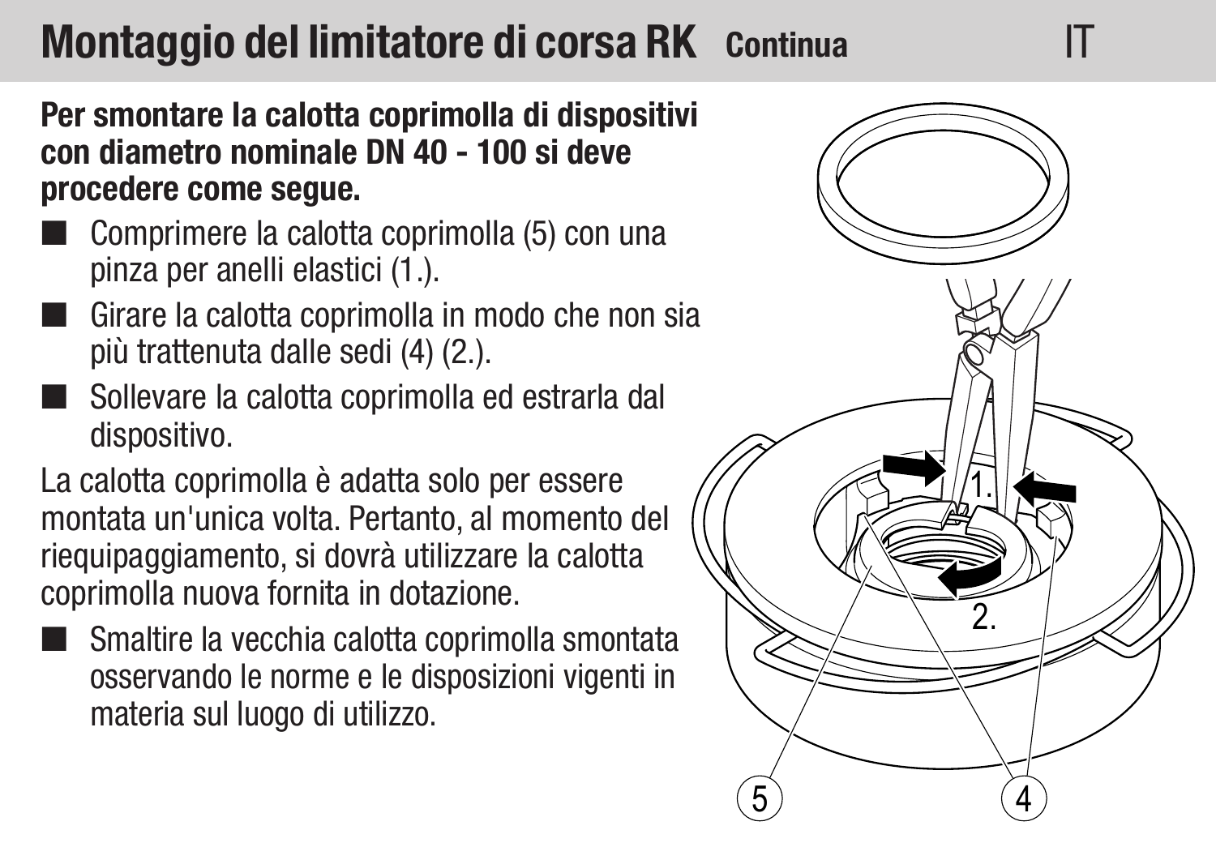# Montaggio del limitatore di corsa RK Continua

**Per smontare la calotta coprimolla di dispositivi con diametro nominale DN 40 - 100 si deve procedere come segue.**

- Comprimere la calotta coprimolla (5) con una pinza per anelli elastici (1.).
- Girare la calotta coprimolla in modo che non sia più trattenuta dalle sedi (4) (2.).
- Sollevare la calotta coprimolla ed estrarla dal dispositivo.

La calotta coprimolla è adatta solo per essere montata un'unica volta. Pertanto, al momento del riequipaggiamento, si dovrà utilizzare la calotta coprimolla nuova fornita in dotazione.

- Smaltire la vecchia calotta coprimolla smontata osservando le norme e le disposizioni vigenti in materia sul luogo di utilizzo.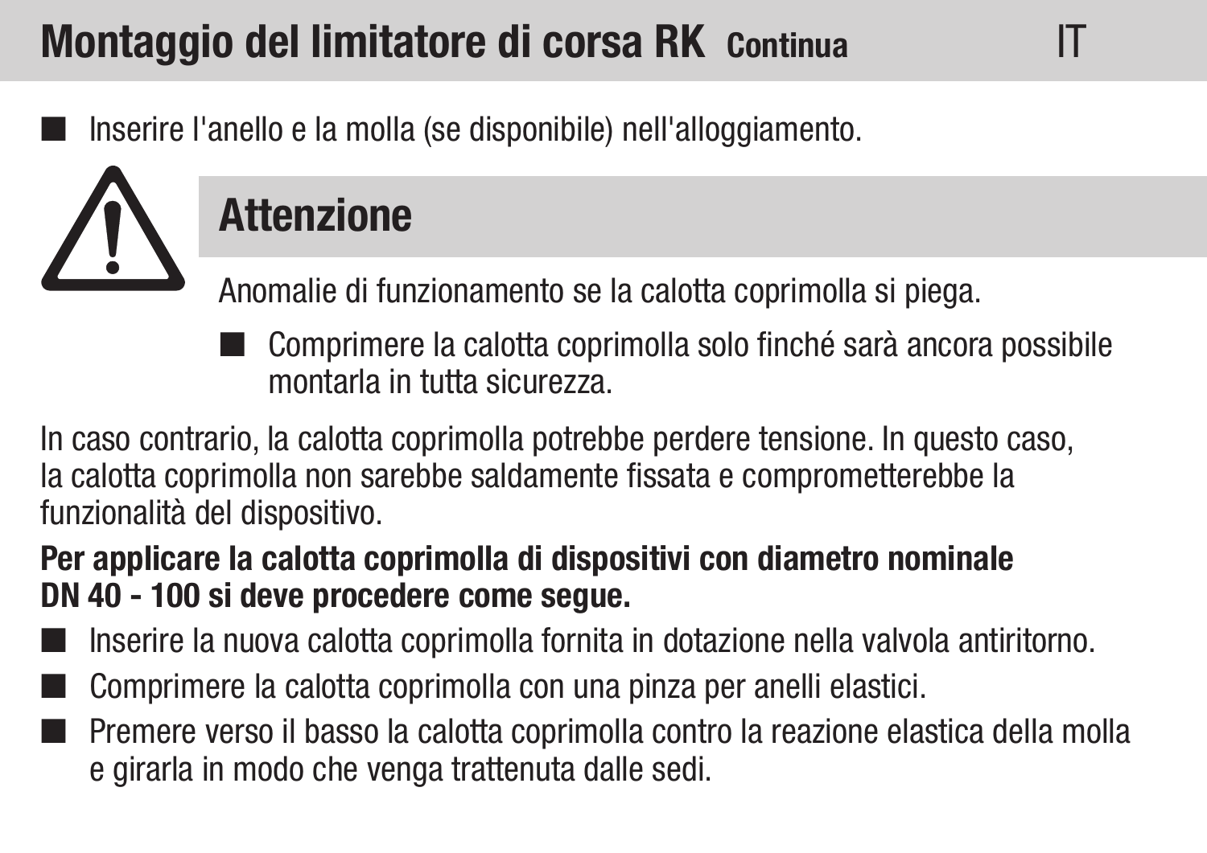## Montaggio del limitatore di corsa RK Continua

- Inserire l'anello e la molla (se disponibile) nell'alloggiamento.

### Attenzione

Anomalie di funzionamento se la calotta coprimolla si piega.

- Comprimere la calotta coprimolla solo finché sarà ancora possibile montarla in tutta sicurezza.

In caso contrario, la calotta coprimolla potrebbe perdere tensione. In questo caso, la calotta coprimolla non sarebbe saldamente fissata e comprometterebbe la funzionalità del dispositivo.

**Per applicare la calotta coprimolla di dispositivi con diametro nominale DN 40 - 100 si deve procedere come segue.**

- Inserire la nuova calotta coprimolla fornita in dotazione nella valvola antiritorno.
- Comprimere la calotta coprimolla con una pinza per anelli elastici.
- Premere verso il basso la calotta coprimolla contro la reazione elastica della molla e girarla in modo che venga trattenuta dalle sedi.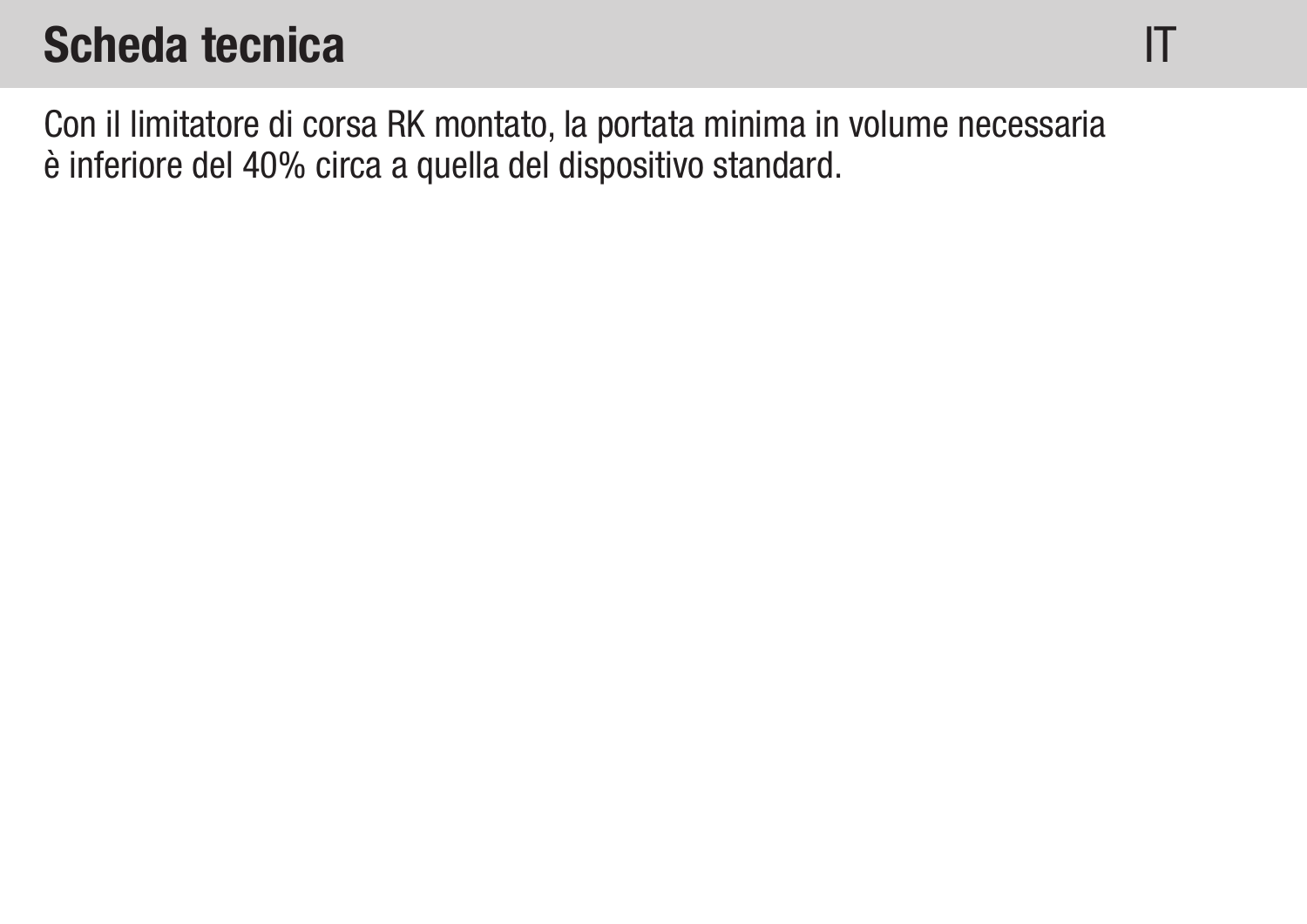# Scheda tecnica

Con il limitatore di corsa RK montato, la portata minima in volume necessaria è inferiore del 40% circa a quella del dispositivo standard.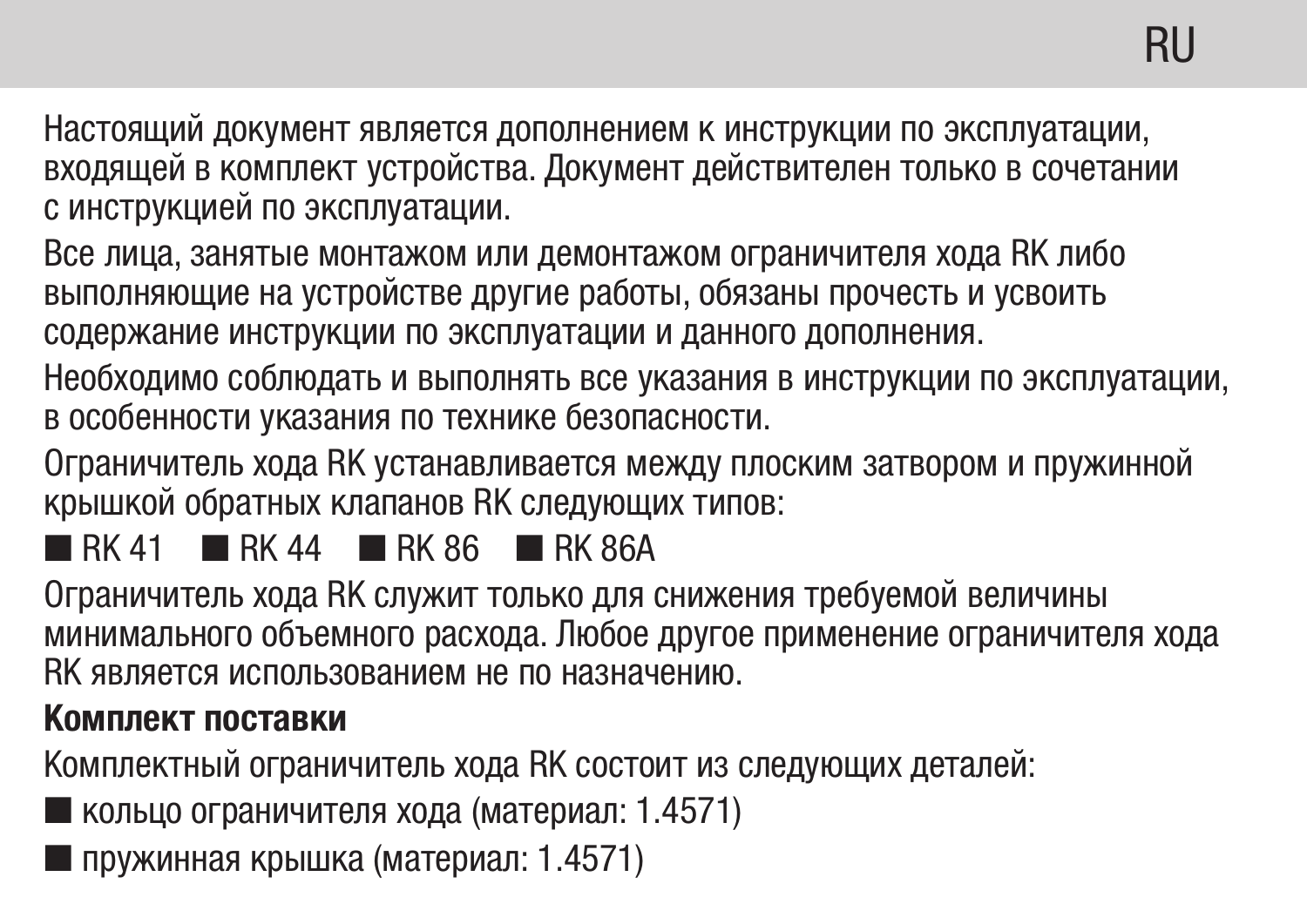Настоящий документ является дополнением к инструкции по эксплуатации, входящей в комплект устройства. Документ действителен только в сочетании с инструкцией по эксплуатации.

Все лица, занятые монтажом или демонтажом ограничителя хода RK либо выполняющие на устройстве другие работы, обязаны прочесть и усвоить содержание инструкции по эксплуатации и данного дополнения.

Необходимо соблюдать и выполнять все указания в инструкции по эксплуатации, в особенности указания по технике безопасности.

Ограничитель хода RK устанавливается между плоским затвором и пружинной крышкой обратных клапанов RK следующих типов:

- RK 41
- RK 44
- RK 86
- RK 86A

Ограничитель хода RK служит только для снижения требуемой величины минимального объемного расхода. Любое другое применение ограничителя хода RK является использованием не по назначению.

**Комплект поставки**

Комплектный ограничитель хода RK состоит из следующих деталей:

- кольцо ограничителя хода (материал: 1.4571)
- пружинная крышка (материал: 1.4571)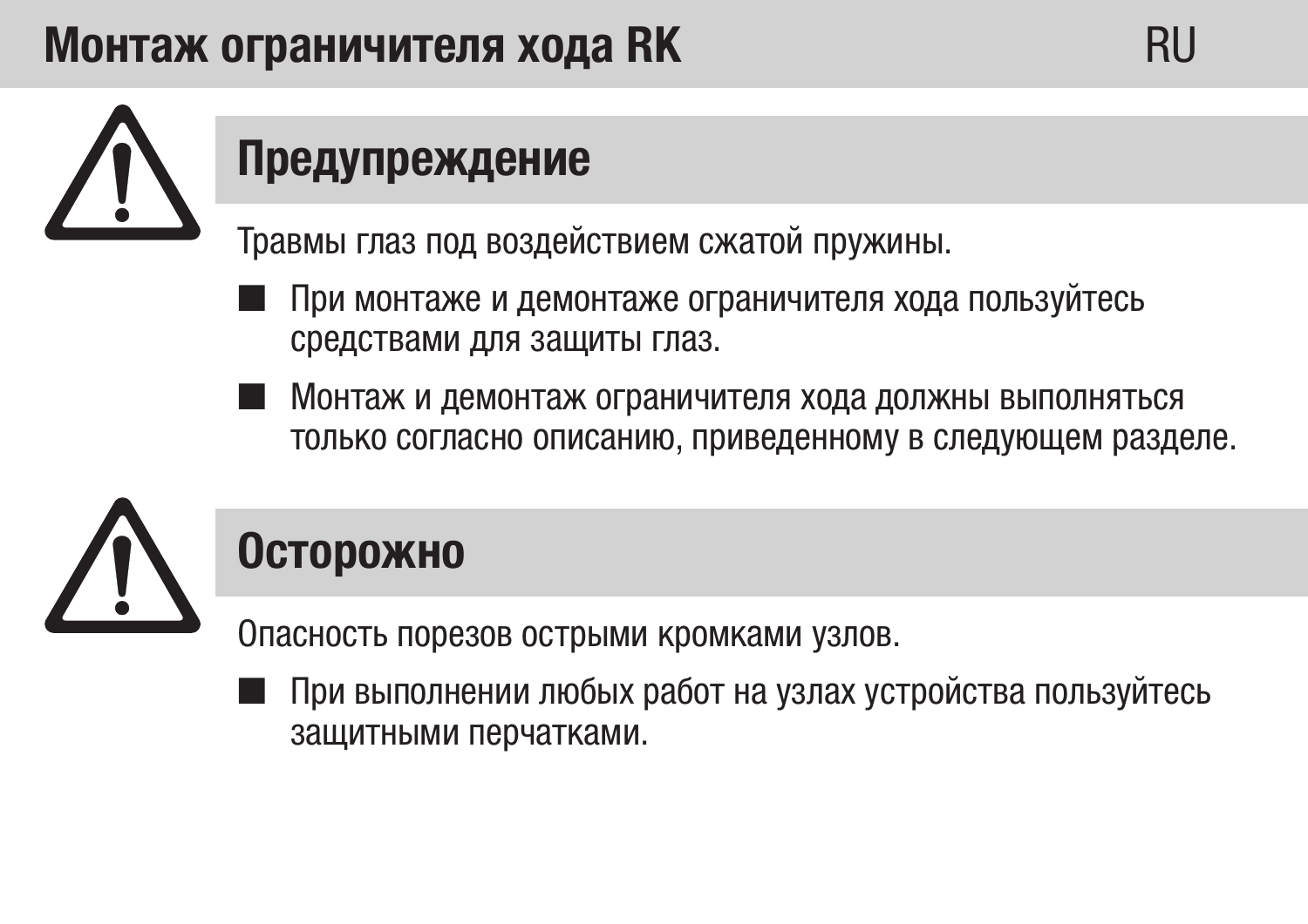# Монтаж ограничителя хода RK

## Предупреждение

Травмы глаз под воздействием сжатой пружины.

- При монтаже и демонтаже ограничителя хода пользуйтесь средствами для защиты глаз.
- Монтаж и демонтаж ограничителя хода должны выполняться только согласно описанию, приведенному в следующем разделе.

## Осторожно

Опасность порезов острыми кромками узлов.

- При выполнении любых работ на узлах устройства пользуйтесь защитными перчатками.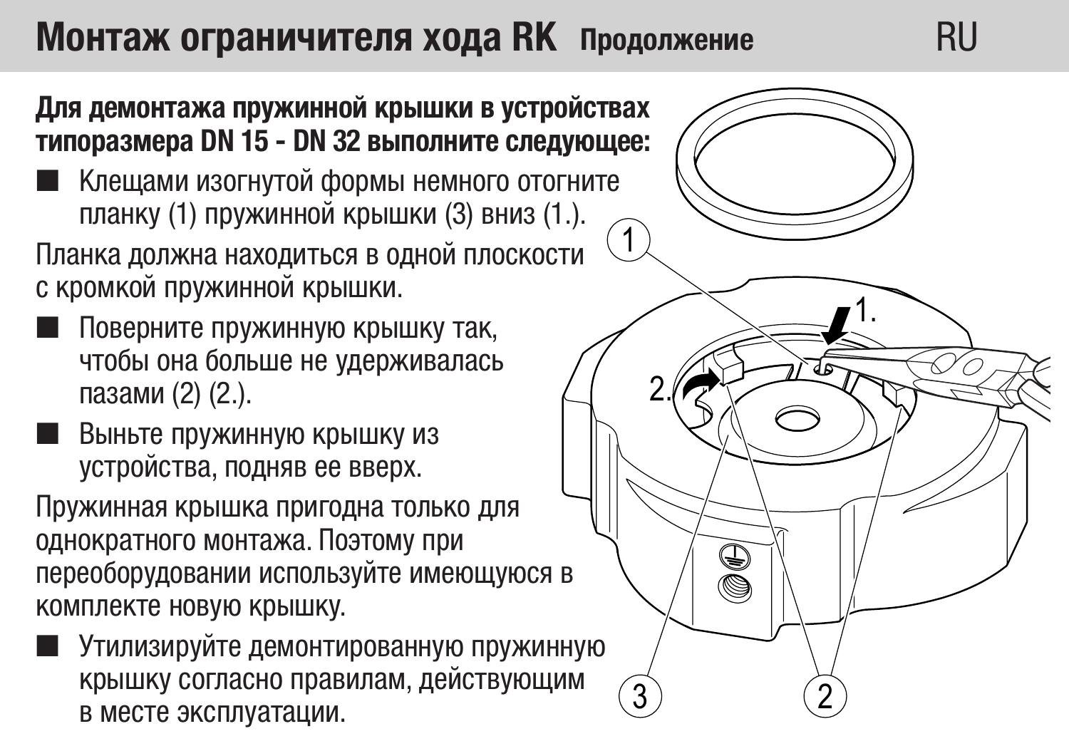# Монтаж ограничителя хода RK Продолжение

**Для демонтажа пружинной крышки в устройствах типоразмера DN 15 - DN 32 выполните следующее:**

- Клещами изогнутой формы немного отогните планку (1) пружинной крышки (3) вниз (1.).

Планка должна находиться в одной плоскости с кромкой пружинной крышки.

- Поверните пружинную крышку так, чтобы она больше не удерживалась пазами (2) (2.).
- Выньте пружинную крышку из устройства, подняв ее вверх.

Пружинная крышка пригодна только для однократного монтажа. Поэтому при переоборудовании используйте имеющуюся в комплекте новую крышку.

- Утилизируйте демонтированную пружинную крышку согласно правилам, действующим в месте эксплуатации.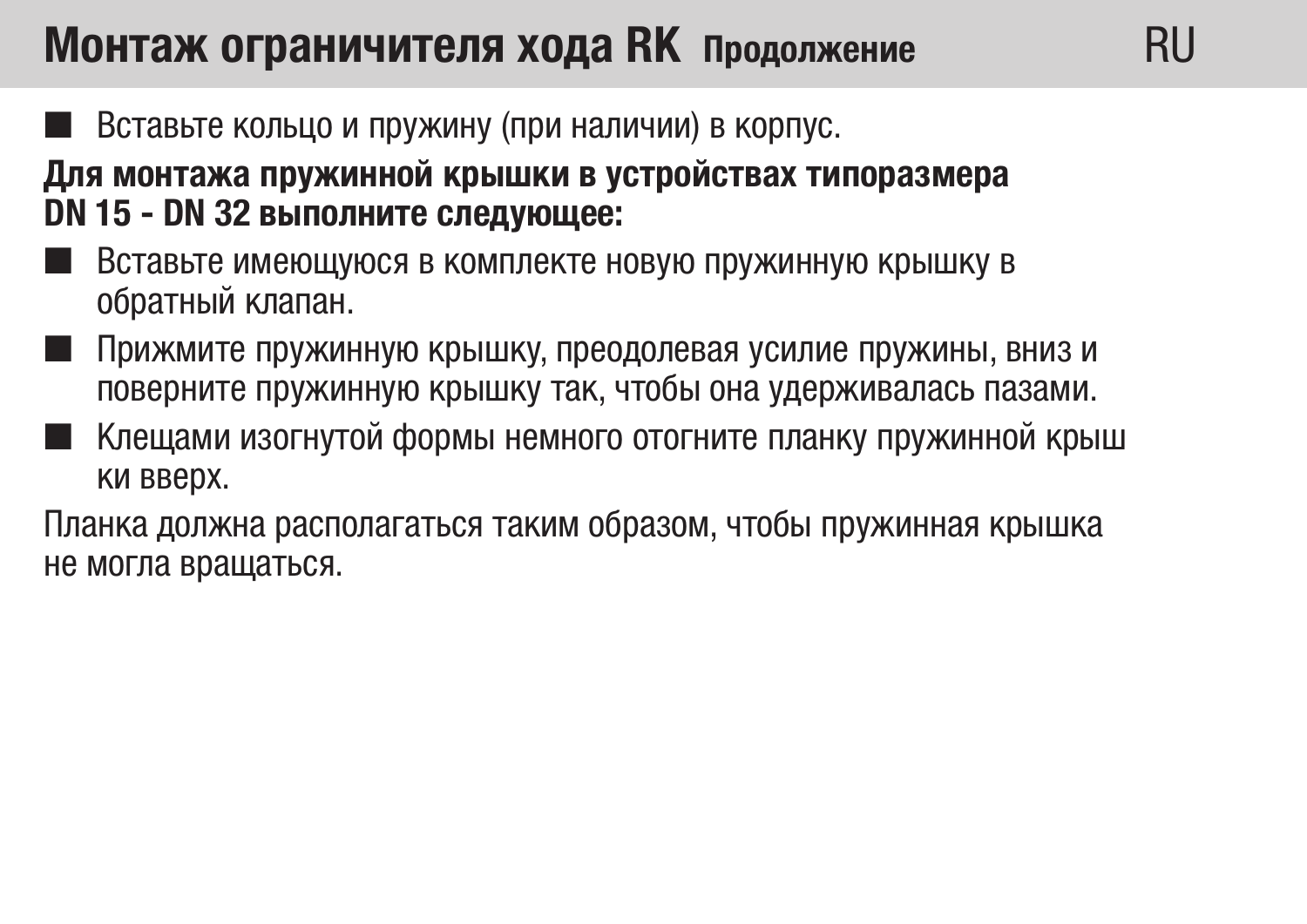## Монтаж ограничителя хода RK Продолжение

- Вставьте кольцо и пружину (при наличии) в корпус.

**Для монтажа пружинной крышки в устройствах типоразмера DN 15 - DN 32 выполните следующее:**

- Вставьте имеющуюся в комплекте новую пружинную крышку в обратный клапан.
- Прижмите пружинную крышку, преодолевая усилие пружины, вниз и поверните пружинную крышку так, чтобы она удерживалась пазами.
- Клещами изогнутой формы немного отогните планку пружинной крышки вверх.

Планка должна располагаться таким образом, чтобы пружинная крышка не могла вращаться.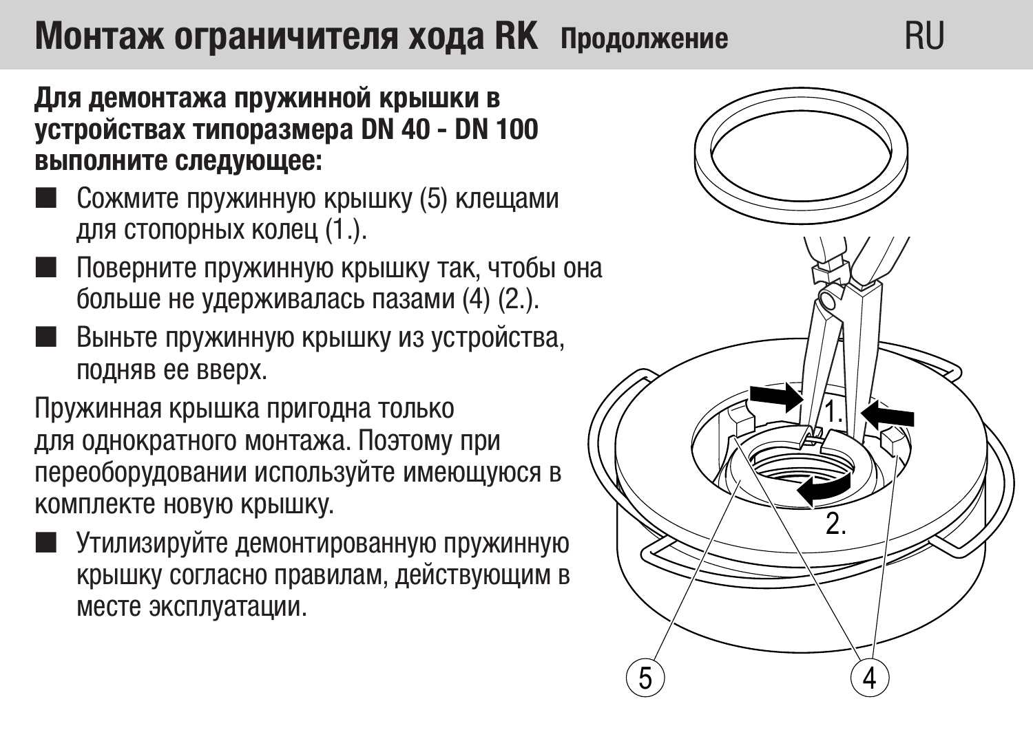# Монтаж ограничителя хода RK Продолжение

**Для демонтажа пружинной крышки в устройствах типоразмера DN 40 - DN 100 выполните следующее:**

- Сожмите пружинную крышку (5) клещами для стопорных колец (1.).
- Поверните пружинную крышку так, чтобы она больше не удерживалась пазами (4) (2.).
- Выньте пружинную крышку из устройства, подняв ее вверх.

Пружинная крышка пригодна только для однократного монтажа. Поэтому при переоборудовании используйте имеющуюся в комплекте новую крышку.

- Утилизируйте демонтированную пружинную крышку согласно правилам, действующим в месте эксплуатации.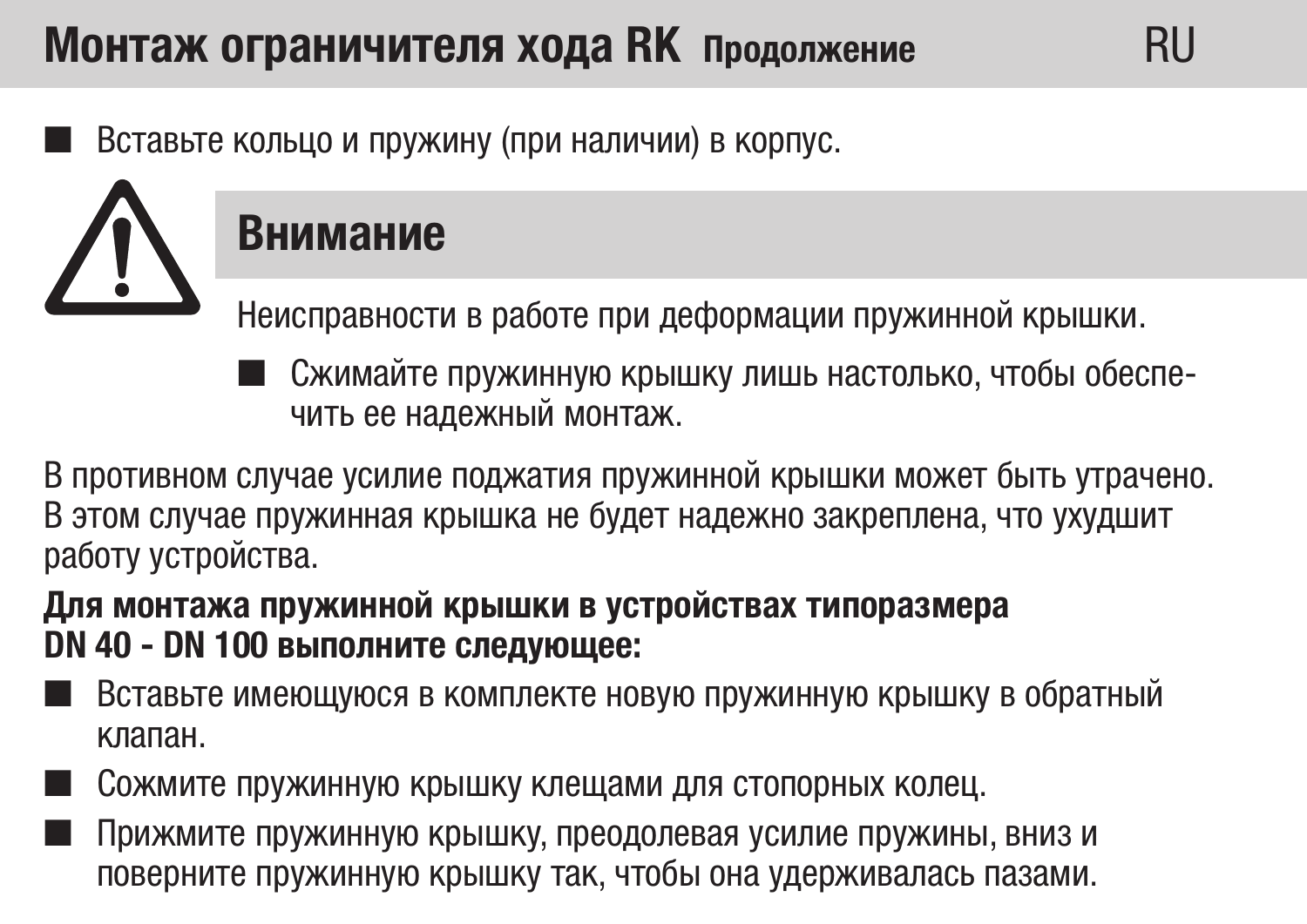## Монтаж ограничителя хода RK Продолжение

- Вставьте кольцо и пружину (при наличии) в корпус.

### Внимание

Неисправности в работе при деформации пружинной крышки.

- Сжимайте пружинную крышку лишь настолько, чтобы обеспечить ее надежный монтаж.

В противном случае усилие поджатия пружинной крышки может быть утрачено. В этом случае пружинная крышка не будет надежно закреплена, что ухудшит работу устройства.

**Для монтажа пружинной крышки в устройствах типоразмера DN 40 - DN 100 выполните следующее:**

- Вставьте имеющуюся в комплекте новую пружинную крышку в обратный клапан.
- Сожмите пружинную крышку клещами для стопорных колец.
- Прижмите пружинную крышку, преодолевая усилие пружины, вниз и поверните пружинную крышку так, чтобы она удерживалась пазами.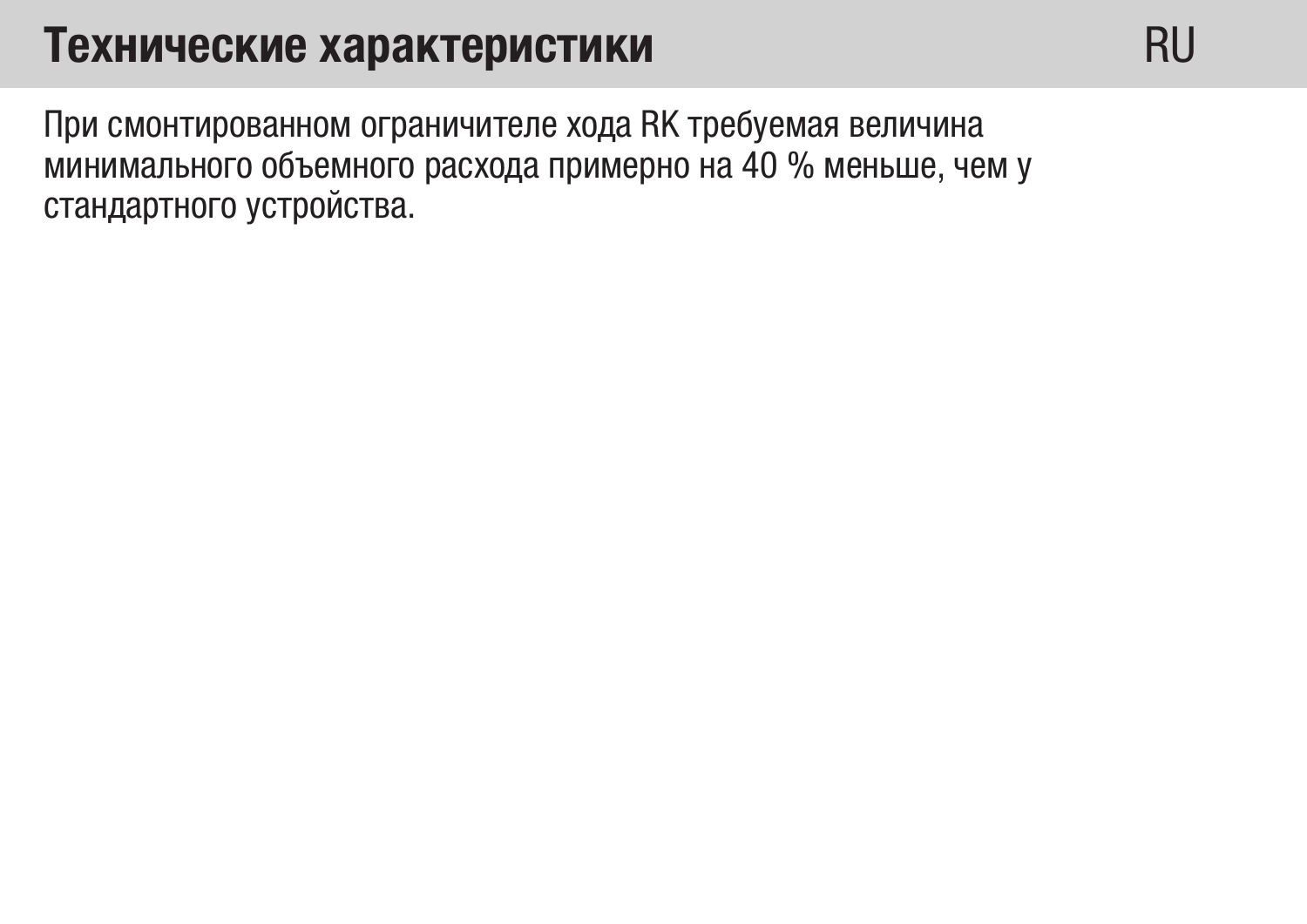# Технические характеристики

При смонтированном ограничителе хода RK требуемая величина минимального объемного расхода примерно на 40 % меньше, чем у стандартного устройства.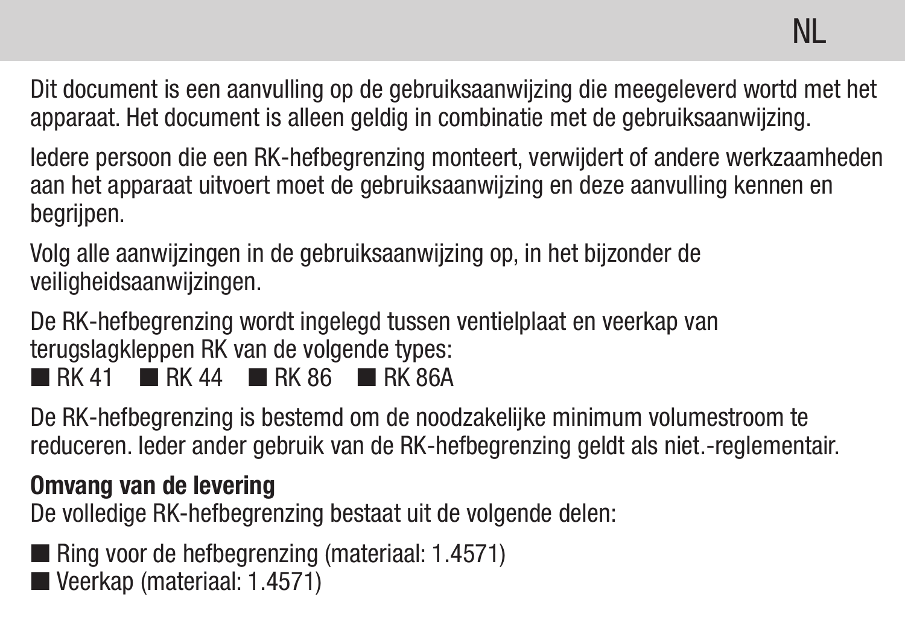Dit document is een aanvulling op de gebruiksaanwijzing die meegeleverd wortd met het apparaat. Het document is alleen geldig in combinatie met de gebruiksaanwijzing.

Iedere persoon die een RK-hefbegrenzing monteert, verwijdert of andere werkzaamheden aan het apparaat uitvoert moet de gebruiksaanwijzing en deze aanvulling kennen en begrijpen.

Volg alle aanwijzingen in de gebruiksaanwijzing op, in het bijzonder de veiligheidsaanwijzingen.

De RK-hefbegrenzing wordt ingelegd tussen ventielplaat en veerkap van terugslagkleppen RK van de volgende types:

- RK 41
- RK 44
- RK 86
- RK 86A

De RK-hefbegrenzing is bestemd om de noodzakelijke minimum volumestroom te reduceren. Ieder ander gebruik van de RK-hefbegrenzing geldt als niet.-reglementair.

**Omvang van de levering**

De volledige RK-hefbegrenzing bestaat uit de volgende delen:

- Ring voor de hefbegrenzing (materiaal: 1.4571)
- Veerkap (materiaal: 1.4571)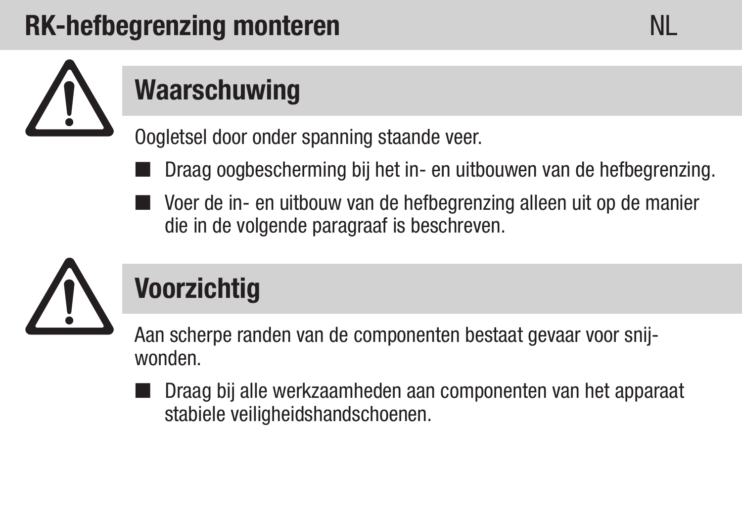# RK-hefbegrenzing monteren

## Waarschuwing

Oogletsel door onder spanning staande veer.

- Draag oogbescherming bij het in- en uitbouwen van de hefbegrenzing.
- Voer de in- en uitbouw van de hefbegrenzing alleen uit op de manier die in de volgende paragraaf is beschreven.

## Voorzichtig

Aan scherpe randen van de componenten bestaat gevaar voor snijwonden.

- Draag bij alle werkzaamheden aan componenten van het apparaat stabiele veiligheidshandschoenen.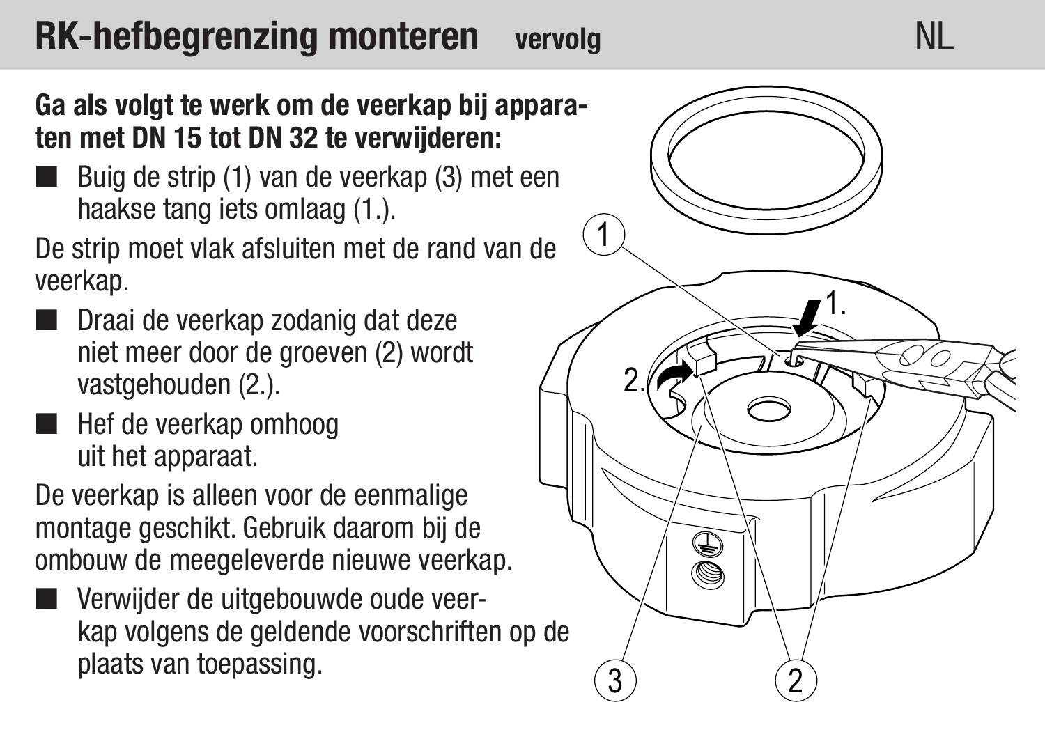# RK-hefbegrenzing monteren vervolg

**Ga als volgt te werk om de veerkap bij apparaten met DN 15 tot DN 32 te verwijderen:**

- Buig de strip (1) van de veerkap (3) met een haakse tang iets omlaag (1.).

De strip moet vlak afsluiten met de rand van de veerkap.

- Draai de veerkap zodanig dat deze niet meer door de groeven (2) wordt vastgehouden (2.).
- Hef de veerkap omhoog uit het apparaat.

De veerkap is alleen voor de eenmalige montage geschikt. Gebruik daarom bij de ombouw de meegeleverde nieuwe veerkap.

- Verwijder de uitgebouwde oude veerkap volgens de geldende voorschriften op de plaats van toepassing.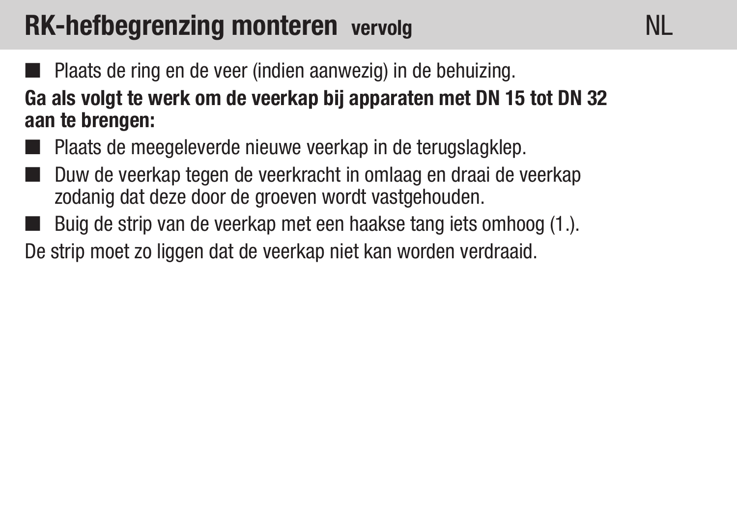# RK-hefbegrenzing monteren vervolg

- Plaats de ring en de veer (indien aanwezig) in de behuizing.

**Ga als volgt te werk om de veerkap bij apparaten met DN 15 tot DN 32 aan te brengen:**

- Plaats de meegeleverde nieuwe veerkap in de terugslagklep.
- Duw de veerkap tegen de veerkracht in omlaag en draai de veerkap zodanig dat deze door de groeven wordt vastgehouden.
- Buig de strip van de veerkap met een haakse tang iets omhoog (1.).

De strip moet zo liggen dat de veerkap niet kan worden verdraaid.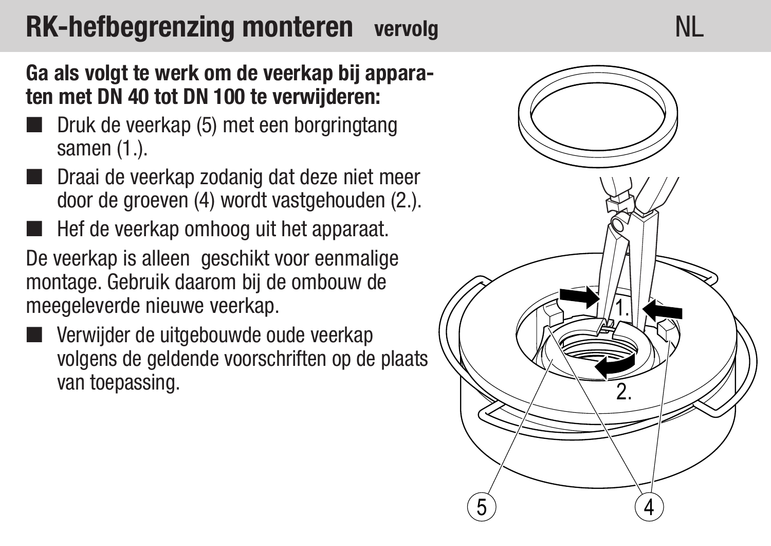# RK-hefbegrenzing monteren vervolg

**Ga als volgt te werk om de veerkap bij apparaten met DN 40 tot DN 100 te verwijderen:**

- Druk de veerkap (5) met een borgringtang samen (1.).
- Draai de veerkap zodanig dat deze niet meer door de groeven (4) wordt vastgehouden (2.).
- Hef de veerkap omhoog uit het apparaat.

De veerkap is alleen geschikt voor eenmalige montage. Gebruik daarom bij de ombouw de meegeleverde nieuwe veerkap.

- Verwijder de uitgebouwde oude veerkap volgens de geldende voorschriften op de plaats van toepassing.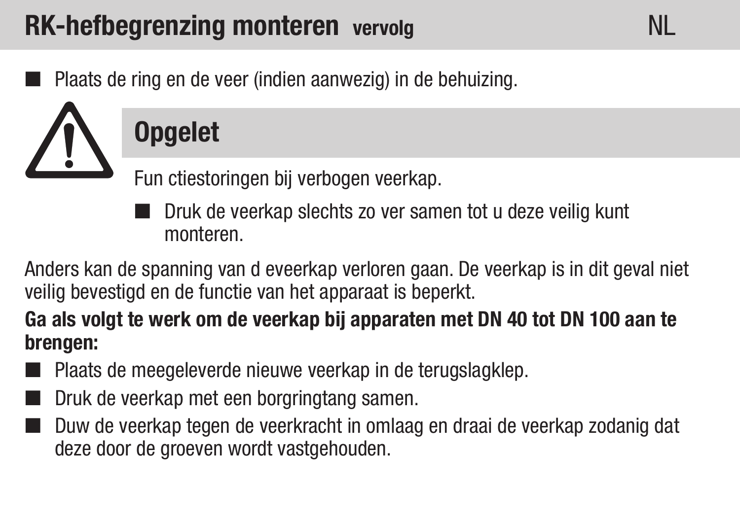# RK-hefbegrenzing monteren vervolg

- Plaats de ring en de veer (indien aanwezig) in de behuizing.

## Opgelet

Fun ctiestoringen bij verbogen veerkap.

- Druk de veerkap slechts zo ver samen tot u deze veilig kunt monteren.

Anders kan de spanning van d eveerkap verloren gaan. De veerkap is in dit geval niet veilig bevestigd en de functie van het apparaat is beperkt.

**Ga als volgt te werk om de veerkap bij apparaten met DN 40 tot DN 100 aan te brengen:**

- Plaats de meegeleverde nieuwe veerkap in de terugslagklep.
- Druk de veerkap met een borgringtang samen.
- Duw de veerkap tegen de veerkracht in omlaag en draai de veerkap zodanig dat deze door de groeven wordt vastgehouden.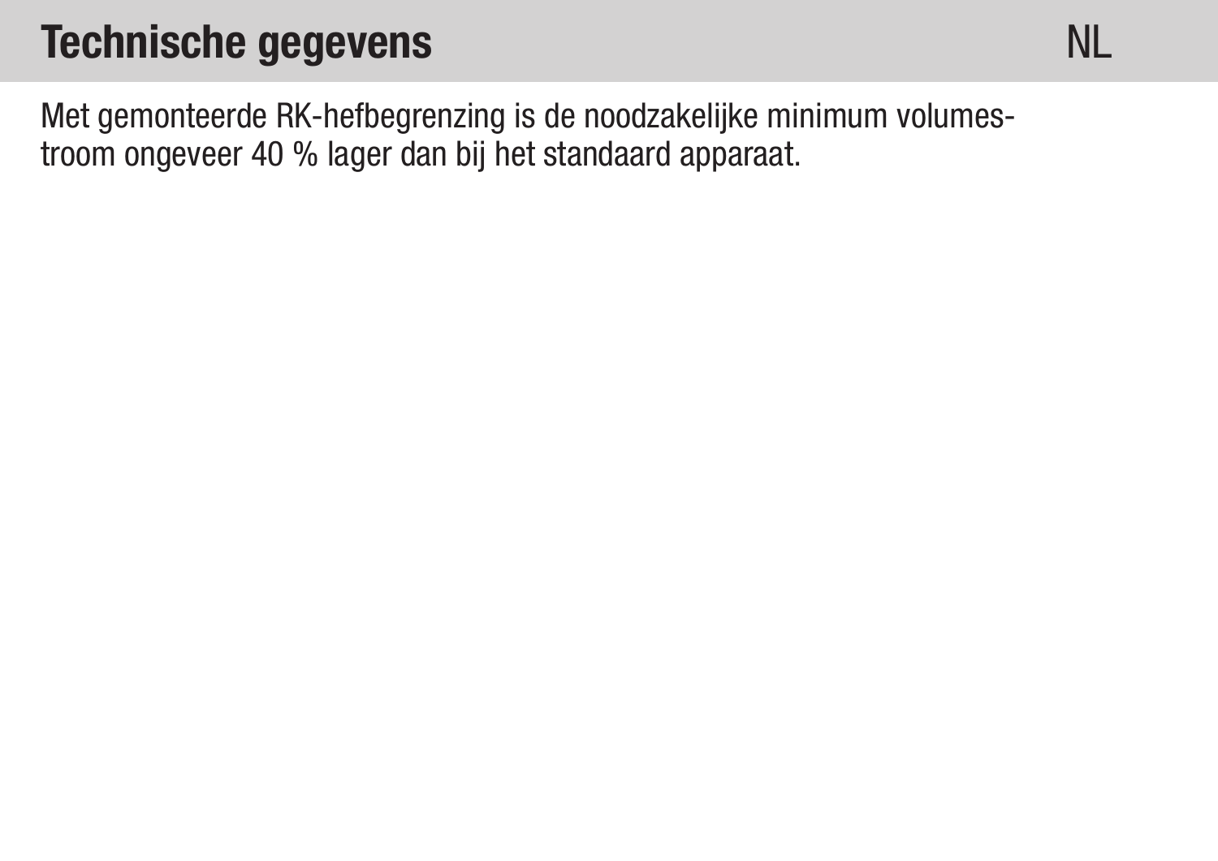# Technische gegevens

Met gemonteerde RK-hefbegrenzing is de noodzakelijke minimum volumestroom ongeveer 40 % lager dan bij het standaard apparaat.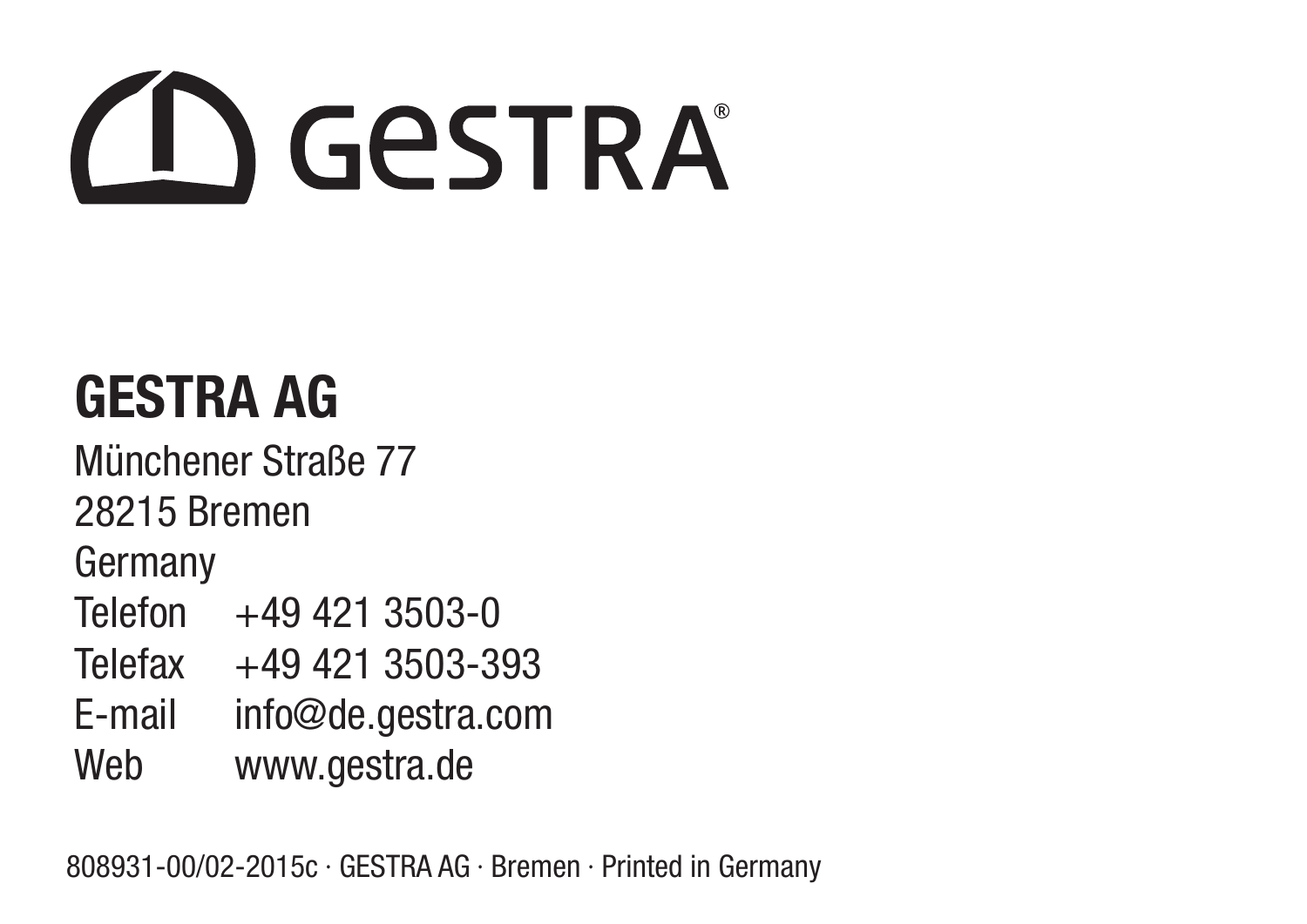GESTRA®

**GESTRA AG**

Münchener Straße 77
28215 Bremen
Germany

| | |
|---|---|
| Telefon | +49 421 3503-0 |
| Telefax | +49 421 3503-393 |
| E-mail | info@de.gestra.com |
| Web | www.gestra.de |

808931-00/02-2015c · GESTRA AG · Bremen · Printed in Germany